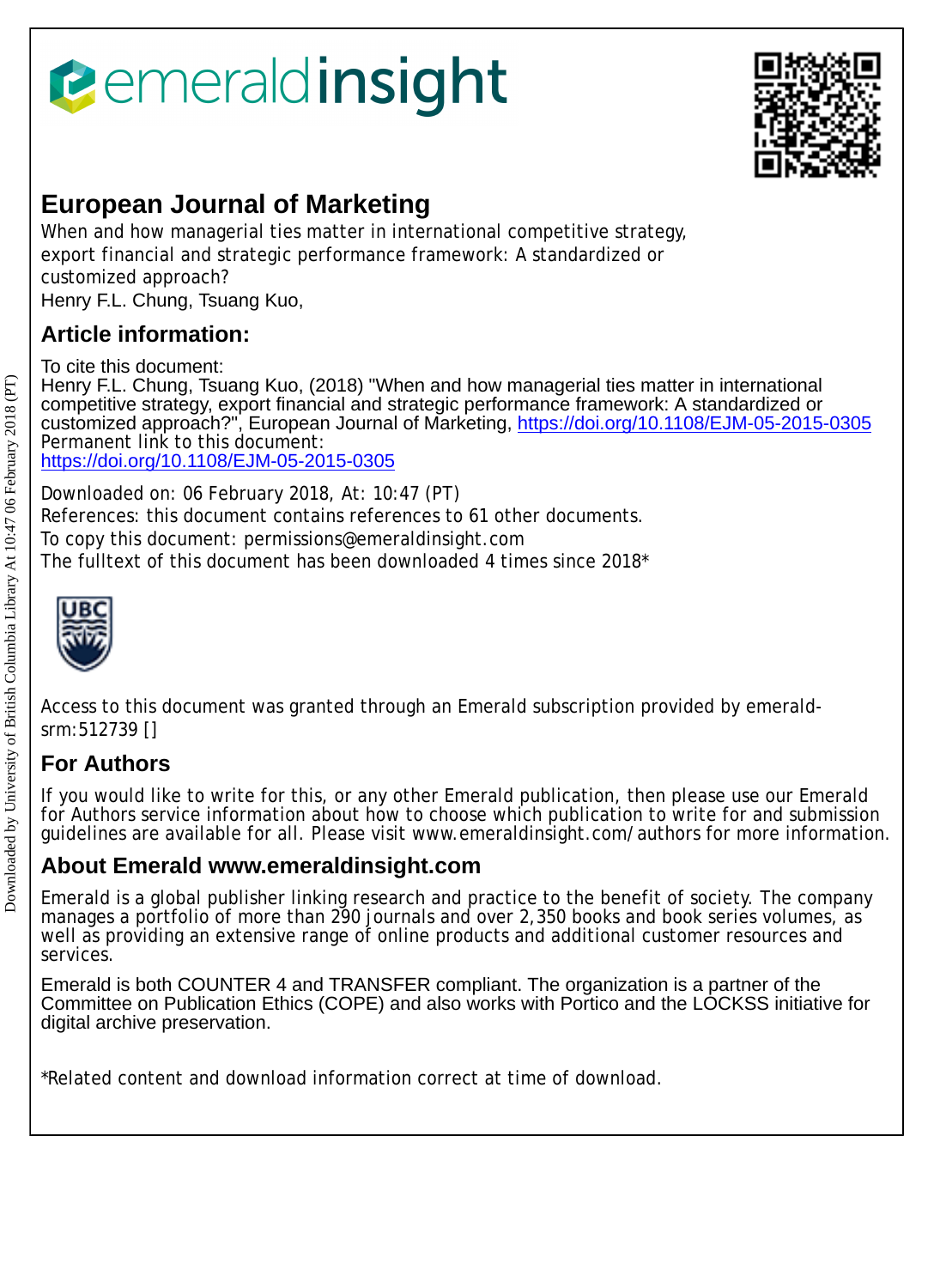# European Journal of Marketing

When and how managerial ties matter in international competitive strategy, export financial and strategic performance framework: A standardized or customized approach?

Henry F.L. Chung, Tsuang Kuo,

## Article information:

To cite this document:
Henry F.L. Chung, Tsuang Kuo, (2018) "When and how managerial ties matter in international competitive strategy, export financial and strategic performance framework: A standardized or customized approach?", European Journal of Marketing, https://doi.org/10.1108/EJM-05-2015-0305
Permanent link to this document:
https://doi.org/10.1108/EJM-05-2015-0305

Downloaded on: 06 February 2018, At: 10:47 (PT)
References: this document contains references to 61 other documents.
To copy this document: permissions@emeraldinsight.com
The fulltext of this document has been downloaded 4 times since 2018*

Access to this document was granted through an Emerald subscription provided by emerald-srm:512739 []

## For Authors

If you would like to write for this, or any other Emerald publication, then please use our Emerald for Authors service information about how to choose which publication to write for and submission guidelines are available for all. Please visit www.emeraldinsight.com/authors for more information.

## About Emerald www.emeraldinsight.com

Emerald is a global publisher linking research and practice to the benefit of society. The company manages a portfolio of more than 290 journals and over 2,350 books and book series volumes, as well as providing an extensive range of online products and additional customer resources and services.

Emerald is both COUNTER 4 and TRANSFER compliant. The organization is a partner of the Committee on Publication Ethics (COPE) and also works with Portico and the LOCKSS initiative for digital archive preservation.

*Related content and download information correct at time of download.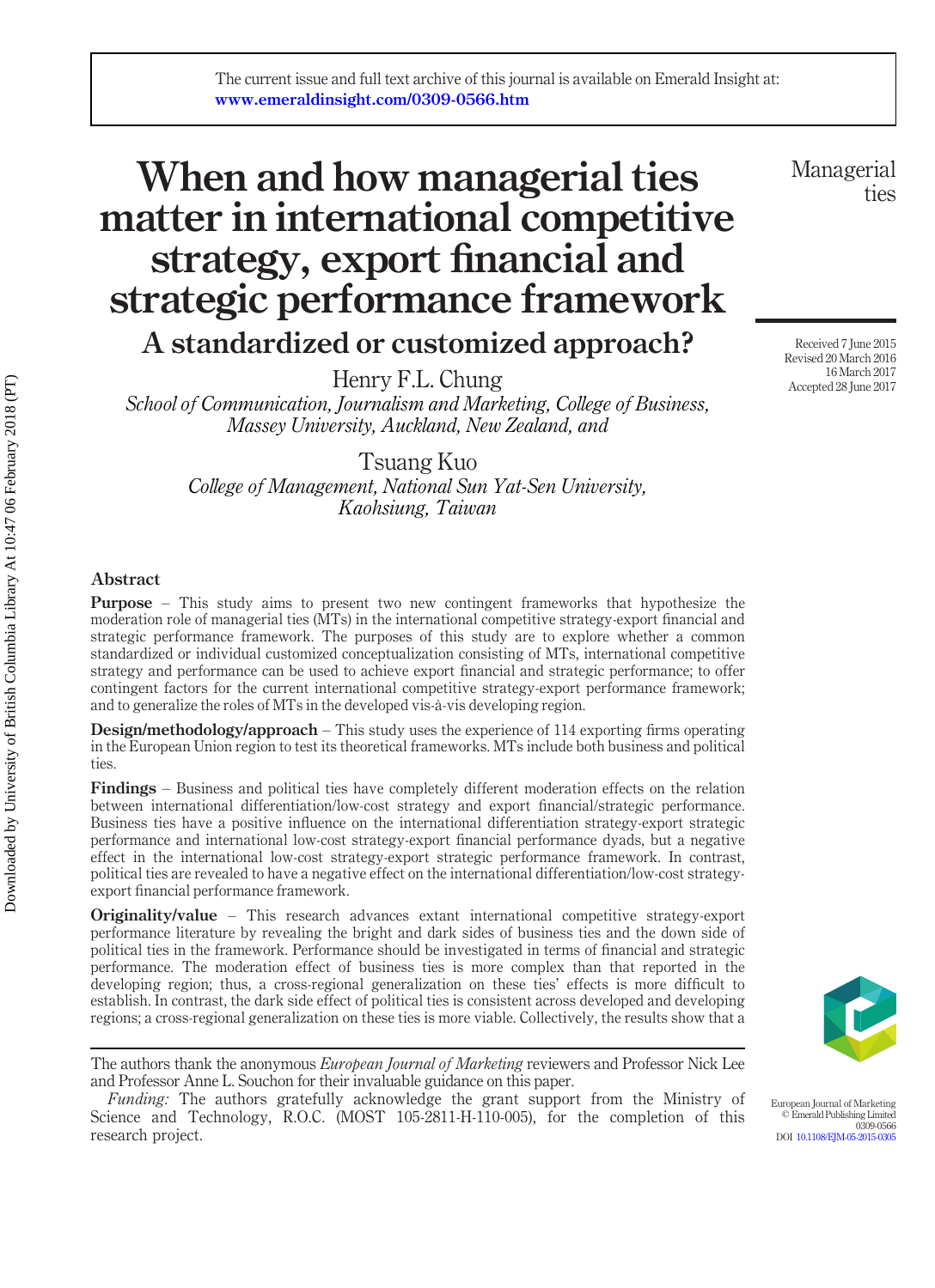The current issue and full text archive of this journal is available on Emerald Insight at: www.emeraldinsight.com/0309-0566.htm

# When and how managerial ties matter in international competitive strategy, export financial and strategic performance framework

## A standardized or customized approach?

Henry F.L. Chung

*School of Communication, Journalism and Marketing, College of Business, Massey University, Auckland, New Zealand, and*

Tsuang Kuo

*College of Management, National Sun Yat-Sen University, Kaohsiung, Taiwan*

Received 7 June 2015
Revised 20 March 2016
16 March 2017
Accepted 28 June 2017

## Abstract

**Purpose** – This study aims to present two new contingent frameworks that hypothesize the moderation role of managerial ties (MTs) in the international competitive strategy-export financial and strategic performance framework. The purposes of this study are to explore whether a common standardized or individual customized conceptualization consisting of MTs, international competitive strategy and performance can be used to achieve export financial and strategic performance; to offer contingent factors for the current international competitive strategy-export performance framework; and to generalize the roles of MTs in the developed vis-à-vis developing region.

**Design/methodology/approach** – This study uses the experience of 114 exporting firms operating in the European Union region to test its theoretical frameworks. MTs include both business and political ties.

**Findings** – Business and political ties have completely different moderation effects on the relation between international differentiation/low-cost strategy and export financial/strategic performance. Business ties have a positive influence on the international differentiation strategy-export strategic performance and international low-cost strategy-export financial performance dyads, but a negative effect in the international low-cost strategy-export strategic performance framework. In contrast, political ties are revealed to have a negative effect on the international differentiation/low-cost strategy-export financial performance framework.

**Originality/value** – This research advances extant international competitive strategy-export performance literature by revealing the bright and dark sides of business ties and the down side of political ties in the framework. Performance should be investigated in terms of financial and strategic performance. The moderation effect of business ties is more complex than that reported in the developing region; thus, a cross-regional generalization on these ties' effects is more difficult to establish. In contrast, the dark side effect of political ties is consistent across developed and developing regions; a cross-regional generalization on these ties is more viable. Collectively, the results show that a

The authors thank the anonymous *European Journal of Marketing* reviewers and Professor Nick Lee and Professor Anne L. Souchon for their invaluable guidance on this paper.

*Funding:* The authors gratefully acknowledge the grant support from the Ministry of Science and Technology, R.O.C. (MOST 105-2811-H-110-005), for the completion of this research project.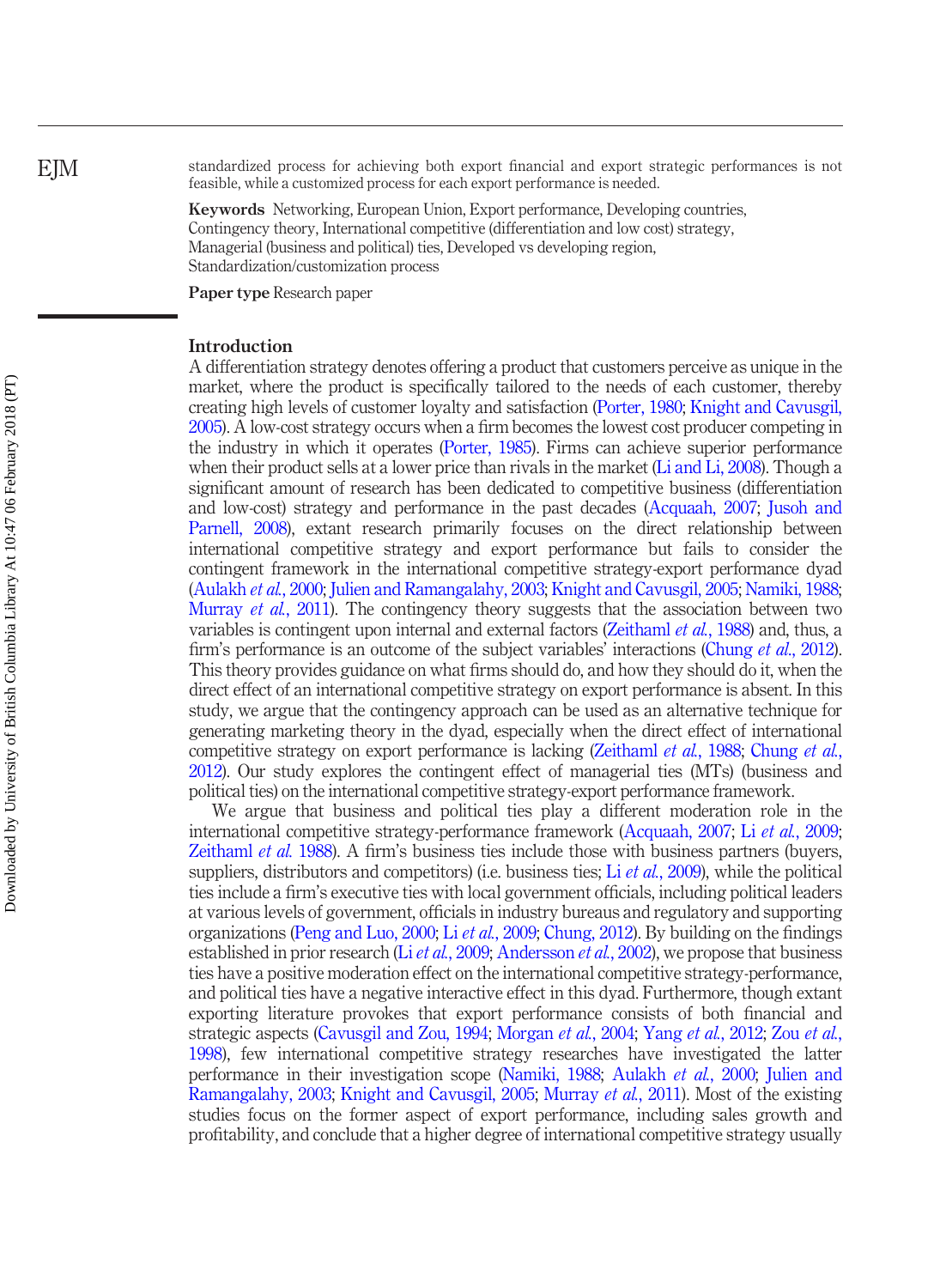standardized process for achieving both export financial and export strategic performances is not feasible, while a customized process for each export performance is needed.

**Keywords** Networking, European Union, Export performance, Developing countries, Contingency theory, International competitive (differentiation and low cost) strategy, Managerial (business and political) ties, Developed vs developing region, Standardization/customization process

**Paper type** Research paper

## Introduction

A differentiation strategy denotes offering a product that customers perceive as unique in the market, where the product is specifically tailored to the needs of each customer, thereby creating high levels of customer loyalty and satisfaction (Porter, 1980; Knight and Cavusgil, 2005). A low-cost strategy occurs when a firm becomes the lowest cost producer competing in the industry in which it operates (Porter, 1985). Firms can achieve superior performance when their product sells at a lower price than rivals in the market (Li and Li, 2008). Though a significant amount of research has been dedicated to competitive business (differentiation and low-cost) strategy and performance in the past decades (Acquaah, 2007; Jusoh and Parnell, 2008), extant research primarily focuses on the direct relationship between international competitive strategy and export performance but fails to consider the contingent framework in the international competitive strategy-export performance dyad (Aulakh *et al.*, 2000; Julien and Ramangalahy, 2003; Knight and Cavusgil, 2005; Namiki, 1988; Murray *et al.*, 2011). The contingency theory suggests that the association between two variables is contingent upon internal and external factors (Zeithaml *et al.*, 1988) and, thus, a firm's performance is an outcome of the subject variables' interactions (Chung *et al.*, 2012). This theory provides guidance on what firms should do, and how they should do it, when the direct effect of an international competitive strategy on export performance is absent. In this study, we argue that the contingency approach can be used as an alternative technique for generating marketing theory in the dyad, especially when the direct effect of international competitive strategy on export performance is lacking (Zeithaml *et al.*, 1988; Chung *et al.*, 2012). Our study explores the contingent effect of managerial ties (MTs) (business and political ties) on the international competitive strategy-export performance framework.

We argue that business and political ties play a different moderation role in the international competitive strategy-performance framework (Acquaah, 2007; Li *et al.*, 2009; Zeithaml *et al.* 1988). A firm's business ties include those with business partners (buyers, suppliers, distributors and competitors) (i.e. business ties; Li *et al.*, 2009), while the political ties include a firm's executive ties with local government officials, including political leaders at various levels of government, officials in industry bureaus and regulatory and supporting organizations (Peng and Luo, 2000; Li *et al.*, 2009; Chung, 2012). By building on the findings established in prior research (Li *et al.*, 2009; Andersson *et al.*, 2002), we propose that business ties have a positive moderation effect on the international competitive strategy-performance, and political ties have a negative interactive effect in this dyad. Furthermore, though extant exporting literature provokes that export performance consists of both financial and strategic aspects (Cavusgil and Zou, 1994; Morgan *et al.*, 2004; Yang *et al.*, 2012; Zou *et al.*, 1998), few international competitive strategy researches have investigated the latter performance in their investigation scope (Namiki, 1988; Aulakh *et al.*, 2000; Julien and Ramangalahy, 2003; Knight and Cavusgil, 2005; Murray *et al.*, 2011). Most of the existing studies focus on the former aspect of export performance, including sales growth and profitability, and conclude that a higher degree of international competitive strategy usually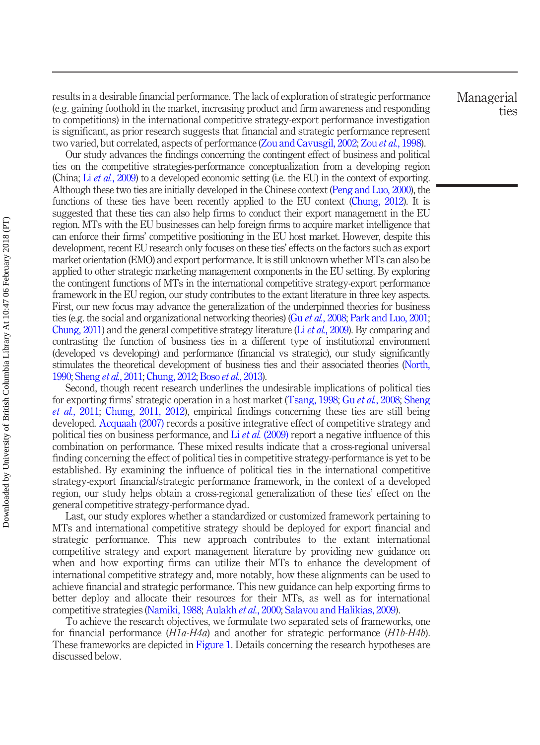results in a desirable financial performance. The lack of exploration of strategic performance (e.g. gaining foothold in the market, increasing product and firm awareness and responding to competitions) in the international competitive strategy-export performance investigation is significant, as prior research suggests that financial and strategic performance represent two varied, but correlated, aspects of performance (Zou and Cavusgil, 2002; Zou *et al.*, 1998).

Our study advances the findings concerning the contingent effect of business and political ties on the competitive strategies-performance conceptualization from a developing region (China; Li *et al.*, 2009) to a developed economic setting (i.e. the EU) in the context of exporting. Although these two ties are initially developed in the Chinese context (Peng and Luo, 2000), the functions of these ties have been recently applied to the EU context (Chung, 2012). It is suggested that these ties can also help firms to conduct their export management in the EU region. MTs with the EU businesses can help foreign firms to acquire market intelligence that can enforce their firms' competitive positioning in the EU host market. However, despite this development, recent EU research only focuses on these ties' effects on the factors such as export market orientation (EMO) and export performance. It is still unknown whether MTs can also be applied to other strategic marketing management components in the EU setting. By exploring the contingent functions of MTs in the international competitive strategy-export performance framework in the EU region, our study contributes to the extant literature in three key aspects. First, our new focus may advance the generalization of the underpinned theories for business ties (e.g. the social and organizational networking theories) (Gu *et al.*, 2008; Park and Luo, 2001; Chung, 2011) and the general competitive strategy literature (Li *et al.*, 2009). By comparing and contrasting the function of business ties in a different type of institutional environment (developed vs developing) and performance (financial vs strategic), our study significantly stimulates the theoretical development of business ties and their associated theories (North, 1990; Sheng *et al.*, 2011; Chung, 2012; Boso *et al.*, 2013).

Second, though recent research underlines the undesirable implications of political ties for exporting firms' strategic operation in a host market (Tsang, 1998; Gu *et al.*, 2008; Sheng *et al.*, 2011; Chung, 2011, 2012), empirical findings concerning these ties are still being developed. Acquaah (2007) records a positive integrative effect of competitive strategy and political ties on business performance, and Li *et al.* (2009) report a negative influence of this combination on performance. These mixed results indicate that a cross-regional universal finding concerning the effect of political ties in competitive strategy-performance is yet to be established. By examining the influence of political ties in the international competitive strategy-export financial/strategic performance framework, in the context of a developed region, our study helps obtain a cross-regional generalization of these ties' effect on the general competitive strategy-performance dyad.

Last, our study explores whether a standardized or customized framework pertaining to MTs and international competitive strategy should be deployed for export financial and strategic performance. This new approach contributes to the extant international competitive strategy and export management literature by providing new guidance on when and how exporting firms can utilize their MTs to enhance the development of international competitive strategy and, more notably, how these alignments can be used to achieve financial and strategic performance. This new guidance can help exporting firms to better deploy and allocate their resources for their MTs, as well as for international competitive strategies (Namiki, 1988; Aulakh *et al.*, 2000; Salavou and Halikias, 2009).

To achieve the research objectives, we formulate two separated sets of frameworks, one for financial performance (*H1a*-*H4a*) and another for strategic performance (*H1b*-*H4b*). These frameworks are depicted in Figure 1. Details concerning the research hypotheses are discussed below.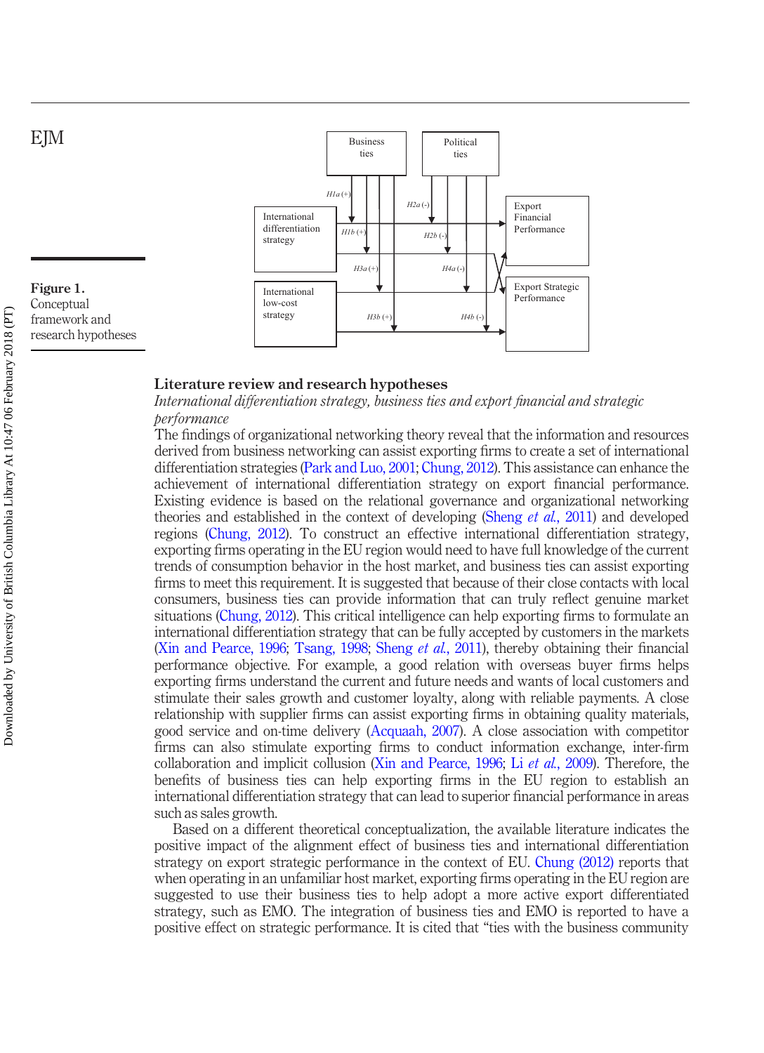Figure 1.
Conceptual framework and research hypotheses

## Literature review and research hypotheses

### *International differentiation strategy, business ties and export financial and strategic performance*

The findings of organizational networking theory reveal that the information and resources derived from business networking can assist exporting firms to create a set of international differentiation strategies (Park and Luo, 2001; Chung, 2012). This assistance can enhance the achievement of international differentiation strategy on export financial performance. Existing evidence is based on the relational governance and organizational networking theories and established in the context of developing (Sheng *et al.*, 2011) and developed regions (Chung, 2012). To construct an effective international differentiation strategy, exporting firms operating in the EU region would need to have full knowledge of the current trends of consumption behavior in the host market, and business ties can assist exporting firms to meet this requirement. It is suggested that because of their close contacts with local consumers, business ties can provide information that can truly reflect genuine market situations (Chung, 2012). This critical intelligence can help exporting firms to formulate an international differentiation strategy that can be fully accepted by customers in the markets (Xin and Pearce, 1996; Tsang, 1998; Sheng *et al.*, 2011), thereby obtaining their financial performance objective. For example, a good relation with overseas buyer firms helps exporting firms understand the current and future needs and wants of local customers and stimulate their sales growth and customer loyalty, along with reliable payments. A close relationship with supplier firms can assist exporting firms in obtaining quality materials, good service and on-time delivery (Acquaah, 2007). A close association with competitor firms can also stimulate exporting firms to conduct information exchange, inter-firm collaboration and implicit collusion (Xin and Pearce, 1996; Li *et al.*, 2009). Therefore, the benefits of business ties can help exporting firms in the EU region to establish an international differentiation strategy that can lead to superior financial performance in areas such as sales growth.

Based on a different theoretical conceptualization, the available literature indicates the positive impact of the alignment effect of business ties and international differentiation strategy on export strategic performance in the context of EU. Chung (2012) reports that when operating in an unfamiliar host market, exporting firms operating in the EU region are suggested to use their business ties to help adopt a more active export differentiated strategy, such as EMO. The integration of business ties and EMO is reported to have a positive effect on strategic performance. It is cited that "ties with the business community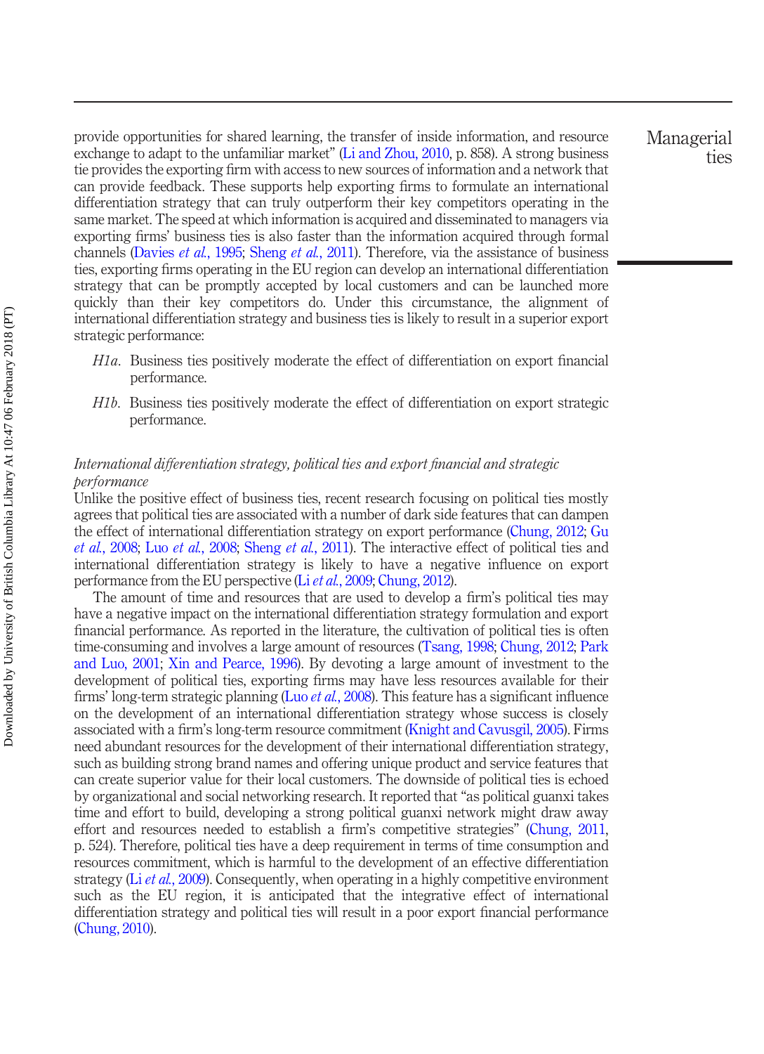provide opportunities for shared learning, the transfer of inside information, and resource exchange to adapt to the unfamiliar market" (Li and Zhou, 2010, p. 858). A strong business tie provides the exporting firm with access to new sources of information and a network that can provide feedback. These supports help exporting firms to formulate an international differentiation strategy that can truly outperform their key competitors operating in the same market. The speed at which information is acquired and disseminated to managers via exporting firms' business ties is also faster than the information acquired through formal channels (Davies *et al.*, 1995; Sheng *et al.*, 2011). Therefore, via the assistance of business ties, exporting firms operating in the EU region can develop an international differentiation strategy that can be promptly accepted by local customers and can be launched more quickly than their key competitors do. Under this circumstance, the alignment of international differentiation strategy and business ties is likely to result in a superior export strategic performance:

*H1a*. Business ties positively moderate the effect of differentiation on export financial performance.

*H1b*. Business ties positively moderate the effect of differentiation on export strategic performance.

### *International differentiation strategy, political ties and export financial and strategic performance*

Unlike the positive effect of business ties, recent research focusing on political ties mostly agrees that political ties are associated with a number of dark side features that can dampen the effect of international differentiation strategy on export performance (Chung, 2012; Gu *et al.*, 2008; Luo *et al.*, 2008; Sheng *et al.*, 2011). The interactive effect of political ties and international differentiation strategy is likely to have a negative influence on export performance from the EU perspective (Li *et al.*, 2009; Chung, 2012).

The amount of time and resources that are used to develop a firm's political ties may have a negative impact on the international differentiation strategy formulation and export financial performance. As reported in the literature, the cultivation of political ties is often time-consuming and involves a large amount of resources (Tsang, 1998; Chung, 2012; Park and Luo, 2001; Xin and Pearce, 1996). By devoting a large amount of investment to the development of political ties, exporting firms may have less resources available for their firms' long-term strategic planning (Luo *et al.*, 2008). This feature has a significant influence on the development of an international differentiation strategy whose success is closely associated with a firm's long-term resource commitment (Knight and Cavusgil, 2005). Firms need abundant resources for the development of their international differentiation strategy, such as building strong brand names and offering unique product and service features that can create superior value for their local customers. The downside of political ties is echoed by organizational and social networking research. It reported that "as political guanxi takes time and effort to build, developing a strong political guanxi network might draw away effort and resources needed to establish a firm's competitive strategies" (Chung, 2011, p. 524). Therefore, political ties have a deep requirement in terms of time consumption and resources commitment, which is harmful to the development of an effective differentiation strategy (Li *et al.*, 2009). Consequently, when operating in a highly competitive environment such as the EU region, it is anticipated that the integrative effect of international differentiation strategy and political ties will result in a poor export financial performance (Chung, 2010).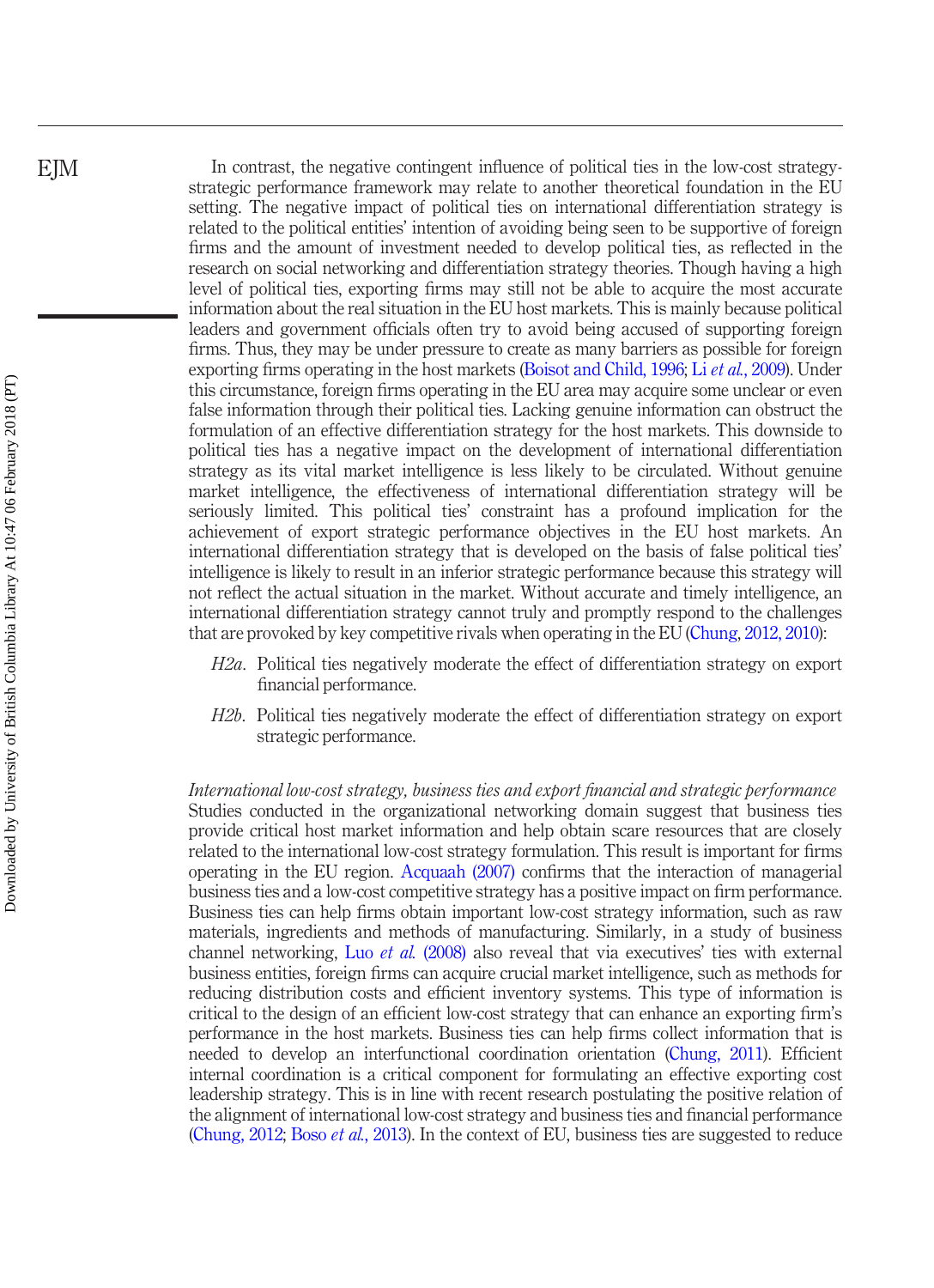In contrast, the negative contingent influence of political ties in the low-cost strategy-strategic performance framework may relate to another theoretical foundation in the EU setting. The negative impact of political ties on international differentiation strategy is related to the political entities' intention of avoiding being seen to be supportive of foreign firms and the amount of investment needed to develop political ties, as reflected in the research on social networking and differentiation strategy theories. Though having a high level of political ties, exporting firms may still not be able to acquire the most accurate information about the real situation in the EU host markets. This is mainly because political leaders and government officials often try to avoid being accused of supporting foreign firms. Thus, they may be under pressure to create as many barriers as possible for foreign exporting firms operating in the host markets (Boisot and Child, 1996; Li *et al.*, 2009). Under this circumstance, foreign firms operating in the EU area may acquire some unclear or even false information through their political ties. Lacking genuine information can obstruct the formulation of an effective differentiation strategy for the host markets. This downside to political ties has a negative impact on the development of international differentiation strategy as its vital market intelligence is less likely to be circulated. Without genuine market intelligence, the effectiveness of international differentiation strategy will be seriously limited. This political ties' constraint has a profound implication for the achievement of export strategic performance objectives in the EU host markets. An international differentiation strategy that is developed on the basis of false political ties' intelligence is likely to result in an inferior strategic performance because this strategy will not reflect the actual situation in the market. Without accurate and timely intelligence, an international differentiation strategy cannot truly and promptly respond to the challenges that are provoked by key competitive rivals when operating in the EU (Chung, 2012, 2010):

*H2a*. Political ties negatively moderate the effect of differentiation strategy on export financial performance.

*H2b*. Political ties negatively moderate the effect of differentiation strategy on export strategic performance.

*International low-cost strategy, business ties and export financial and strategic performance*

Studies conducted in the organizational networking domain suggest that business ties provide critical host market information and help obtain scare resources that are closely related to the international low-cost strategy formulation. This result is important for firms operating in the EU region. Acquaah (2007) confirms that the interaction of managerial business ties and a low-cost competitive strategy has a positive impact on firm performance. Business ties can help firms obtain important low-cost strategy information, such as raw materials, ingredients and methods of manufacturing. Similarly, in a study of business channel networking, Luo *et al.* (2008) also reveal that via executives' ties with external business entities, foreign firms can acquire crucial market intelligence, such as methods for reducing distribution costs and efficient inventory systems. This type of information is critical to the design of an efficient low-cost strategy that can enhance an exporting firm's performance in the host markets. Business ties can help firms collect information that is needed to develop an interfunctional coordination orientation (Chung, 2011). Efficient internal coordination is a critical component for formulating an effective exporting cost leadership strategy. This is in line with recent research postulating the positive relation of the alignment of international low-cost strategy and business ties and financial performance (Chung, 2012; Boso *et al.*, 2013). In the context of EU, business ties are suggested to reduce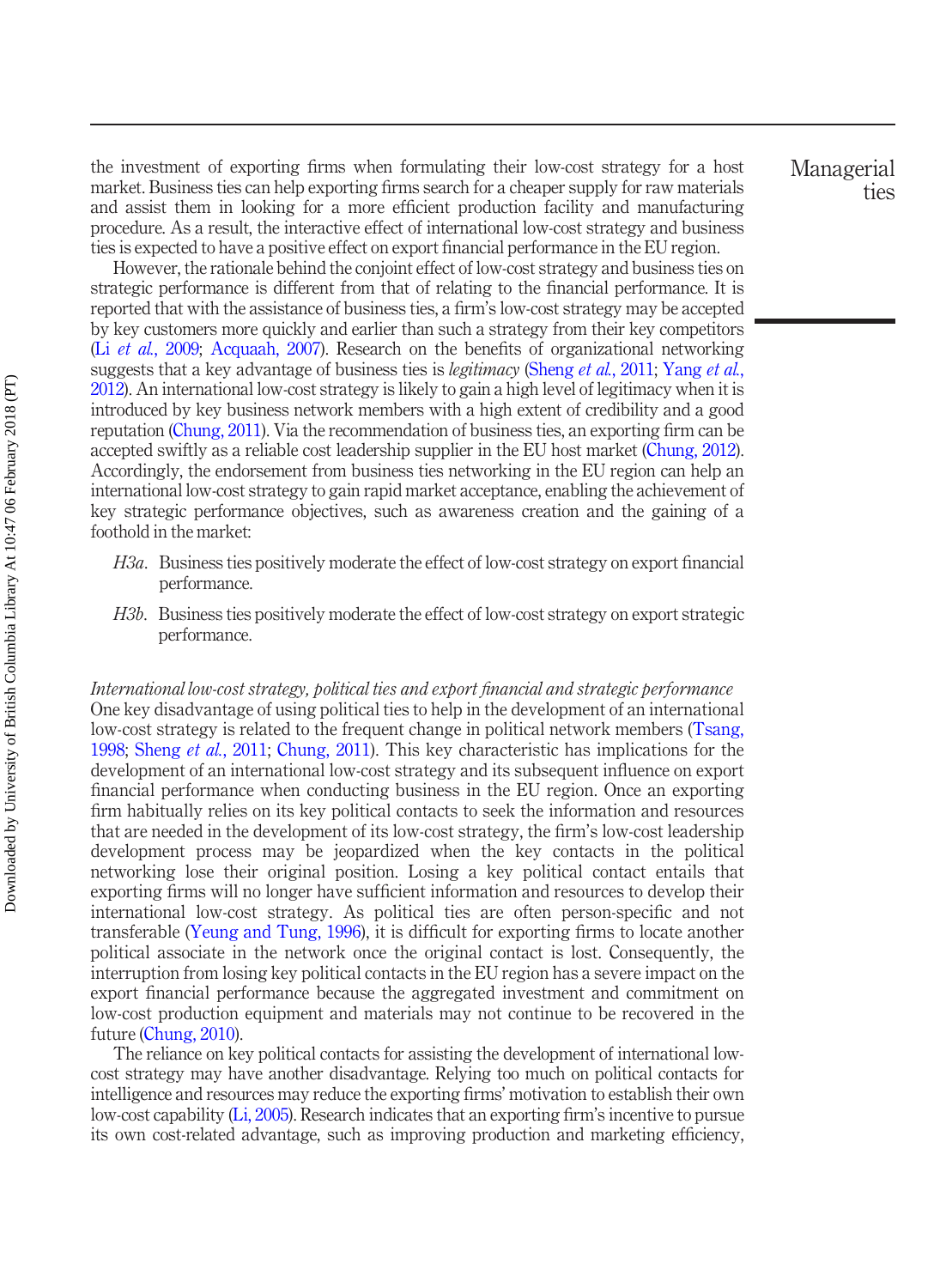the investment of exporting firms when formulating their low-cost strategy for a host market. Business ties can help exporting firms search for a cheaper supply for raw materials and assist them in looking for a more efficient production facility and manufacturing procedure. As a result, the interactive effect of international low-cost strategy and business ties is expected to have a positive effect on export financial performance in the EU region.

However, the rationale behind the conjoint effect of low-cost strategy and business ties on strategic performance is different from that of relating to the financial performance. It is reported that with the assistance of business ties, a firm's low-cost strategy may be accepted by key customers more quickly and earlier than such a strategy from their key competitors (Li *et al.*, 2009; Acquaah, 2007). Research on the benefits of organizational networking suggests that a key advantage of business ties is *legitimacy* (Sheng *et al.*, 2011; Yang *et al.*, 2012). An international low-cost strategy is likely to gain a high level of legitimacy when it is introduced by key business network members with a high extent of credibility and a good reputation (Chung, 2011). Via the recommendation of business ties, an exporting firm can be accepted swiftly as a reliable cost leadership supplier in the EU host market (Chung, 2012). Accordingly, the endorsement from business ties networking in the EU region can help an international low-cost strategy to gain rapid market acceptance, enabling the achievement of key strategic performance objectives, such as awareness creation and the gaining of a foothold in the market:

*H3a*. Business ties positively moderate the effect of low-cost strategy on export financial performance.

*H3b*. Business ties positively moderate the effect of low-cost strategy on export strategic performance.

### *International low-cost strategy, political ties and export financial and strategic performance*

One key disadvantage of using political ties to help in the development of an international low-cost strategy is related to the frequent change in political network members (Tsang, 1998; Sheng *et al.*, 2011; Chung, 2011). This key characteristic has implications for the development of an international low-cost strategy and its subsequent influence on export financial performance when conducting business in the EU region. Once an exporting firm habitually relies on its key political contacts to seek the information and resources that are needed in the development of its low-cost strategy, the firm's low-cost leadership development process may be jeopardized when the key contacts in the political networking lose their original position. Losing a key political contact entails that exporting firms will no longer have sufficient information and resources to develop their international low-cost strategy. As political ties are often person-specific and not transferable (Yeung and Tung, 1996), it is difficult for exporting firms to locate another political associate in the network once the original contact is lost. Consequently, the interruption from losing key political contacts in the EU region has a severe impact on the export financial performance because the aggregated investment and commitment on low-cost production equipment and materials may not continue to be recovered in the future (Chung, 2010).

The reliance on key political contacts for assisting the development of international low-cost strategy may have another disadvantage. Relying too much on political contacts for intelligence and resources may reduce the exporting firms' motivation to establish their own low-cost capability (Li, 2005). Research indicates that an exporting firm's incentive to pursue its own cost-related advantage, such as improving production and marketing efficiency,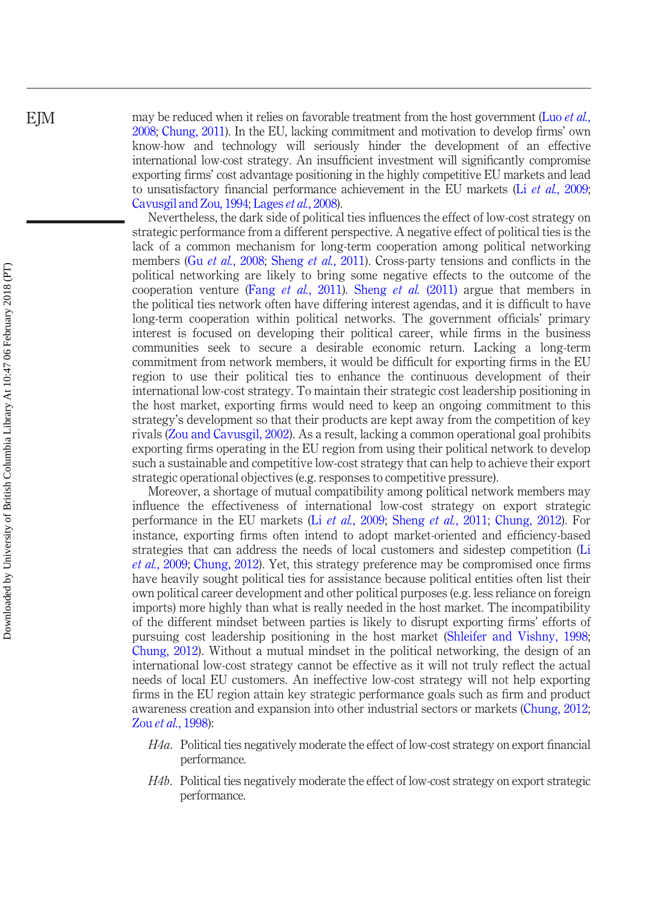may be reduced when it relies on favorable treatment from the host government (Luo *et al.*, 2008; Chung, 2011). In the EU, lacking commitment and motivation to develop firms' own know-how and technology will seriously hinder the development of an effective international low-cost strategy. An insufficient investment will significantly compromise exporting firms' cost advantage positioning in the highly competitive EU markets and lead to unsatisfactory financial performance achievement in the EU markets (Li *et al.*, 2009; Cavusgil and Zou, 1994; Lages *et al.*, 2008).

Nevertheless, the dark side of political ties influences the effect of low-cost strategy on strategic performance from a different perspective. A negative effect of political ties is the lack of a common mechanism for long-term cooperation among political networking members (Gu *et al.*, 2008; Sheng *et al.*, 2011). Cross-party tensions and conflicts in the political networking are likely to bring some negative effects to the outcome of the cooperation venture (Fang *et al.*, 2011). Sheng *et al.* (2011) argue that members in the political ties network often have differing interest agendas, and it is difficult to have long-term cooperation within political networks. The government officials' primary interest is focused on developing their political career, while firms in the business communities seek to secure a desirable economic return. Lacking a long-term commitment from network members, it would be difficult for exporting firms in the EU region to use their political ties to enhance the continuous development of their international low-cost strategy. To maintain their strategic cost leadership positioning in the host market, exporting firms would need to keep an ongoing commitment to this strategy's development so that their products are kept away from the competition of key rivals (Zou and Cavusgil, 2002). As a result, lacking a common operational goal prohibits exporting firms operating in the EU region from using their political network to develop such a sustainable and competitive low-cost strategy that can help to achieve their export strategic operational objectives (e.g. responses to competitive pressure).

Moreover, a shortage of mutual compatibility among political network members may influence the effectiveness of international low-cost strategy on export strategic performance in the EU markets (Li *et al.*, 2009; Sheng *et al.*, 2011; Chung, 2012). For instance, exporting firms often intend to adopt market-oriented and efficiency-based strategies that can address the needs of local customers and sidestep competition (Li *et al.*, 2009; Chung, 2012). Yet, this strategy preference may be compromised once firms have heavily sought political ties for assistance because political entities often list their own political career development and other political purposes (e.g. less reliance on foreign imports) more highly than what is really needed in the host market. The incompatibility of the different mindset between parties is likely to disrupt exporting firms' efforts of pursuing cost leadership positioning in the host market (Shleifer and Vishny, 1998; Chung, 2012). Without a mutual mindset in the political networking, the design of an international low-cost strategy cannot be effective as it will not truly reflect the actual needs of local EU customers. An ineffective low-cost strategy will not help exporting firms in the EU region attain key strategic performance goals such as firm and product awareness creation and expansion into other industrial sectors or markets (Chung, 2012; Zou *et al.*, 1998):

*H4a*. Political ties negatively moderate the effect of low-cost strategy on export financial performance.

*H4b*. Political ties negatively moderate the effect of low-cost strategy on export strategic performance.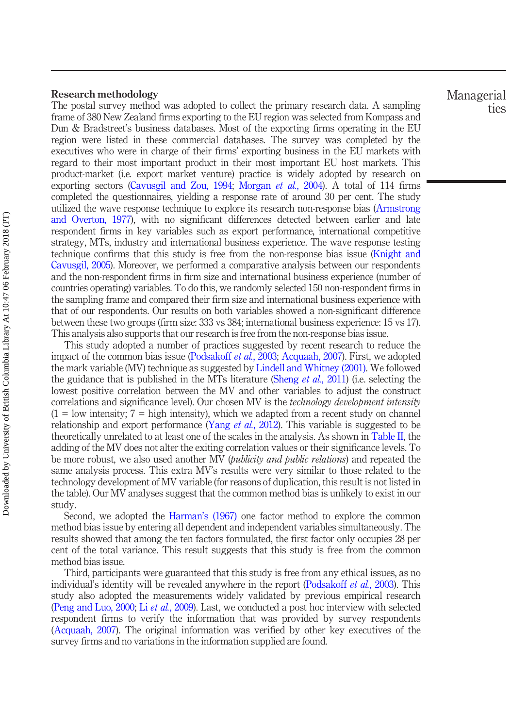## Research methodology

The postal survey method was adopted to collect the primary research data. A sampling frame of 380 New Zealand firms exporting to the EU region was selected from Kompass and Dun & Bradstreet's business databases. Most of the exporting firms operating in the EU region were listed in these commercial databases. The survey was completed by the executives who were in charge of their firms' exporting business in the EU markets with regard to their most important product in their most important EU host markets. This product-market (i.e. export market venture) practice is widely adopted by research on exporting sectors (Cavusgil and Zou, 1994; Morgan *et al.*, 2004). A total of 114 firms completed the questionnaires, yielding a response rate of around 30 per cent. The study utilized the wave response technique to explore its research non-response bias (Armstrong and Overton, 1977), with no significant differences detected between earlier and late respondent firms in key variables such as export performance, international competitive strategy, MTs, industry and international business experience. The wave response testing technique confirms that this study is free from the non-response bias issue (Knight and Cavusgil, 2005). Moreover, we performed a comparative analysis between our respondents and the non-respondent firms in firm size and international business experience (number of countries operating) variables. To do this, we randomly selected 150 non-respondent firms in the sampling frame and compared their firm size and international business experience with that of our respondents. Our results on both variables showed a non-significant difference between these two groups (firm size: 333 vs 384; international business experience: 15 vs 17). This analysis also supports that our research is free from the non-response bias issue.

This study adopted a number of practices suggested by recent research to reduce the impact of the common bias issue (Podsakoff *et al.*, 2003; Acquaah, 2007). First, we adopted the mark variable (MV) technique as suggested by Lindell and Whitney (2001). We followed the guidance that is published in the MTs literature (Sheng *et al.*, 2011) (i.e. selecting the lowest positive correlation between the MV and other variables to adjust the construct correlations and significance level). Our chosen MV is the *technology development intensity* (1 = low intensity; 7 = high intensity), which we adapted from a recent study on channel relationship and export performance (Yang *et al.*, 2012). This variable is suggested to be theoretically unrelated to at least one of the scales in the analysis. As shown in Table II, the adding of the MV does not alter the exiting correlation values or their significance levels. To be more robust, we also used another MV (*publicity and public relations*) and repeated the same analysis process. This extra MV's results were very similar to those related to the technology development of MV variable (for reasons of duplication, this result is not listed in the table). Our MV analyses suggest that the common method bias is unlikely to exist in our study.

Second, we adopted the Harman's (1967) one factor method to explore the common method bias issue by entering all dependent and independent variables simultaneously. The results showed that among the ten factors formulated, the first factor only occupies 28 per cent of the total variance. This result suggests that this study is free from the common method bias issue.

Third, participants were guaranteed that this study is free from any ethical issues, as no individual's identity will be revealed anywhere in the report (Podsakoff *et al.*, 2003). This study also adopted the measurements widely validated by previous empirical research (Peng and Luo, 2000; Li *et al.*, 2009). Last, we conducted a post hoc interview with selected respondent firms to verify the information that was provided by survey respondents (Acquaah, 2007). The original information was verified by other key executives of the survey firms and no variations in the information supplied are found.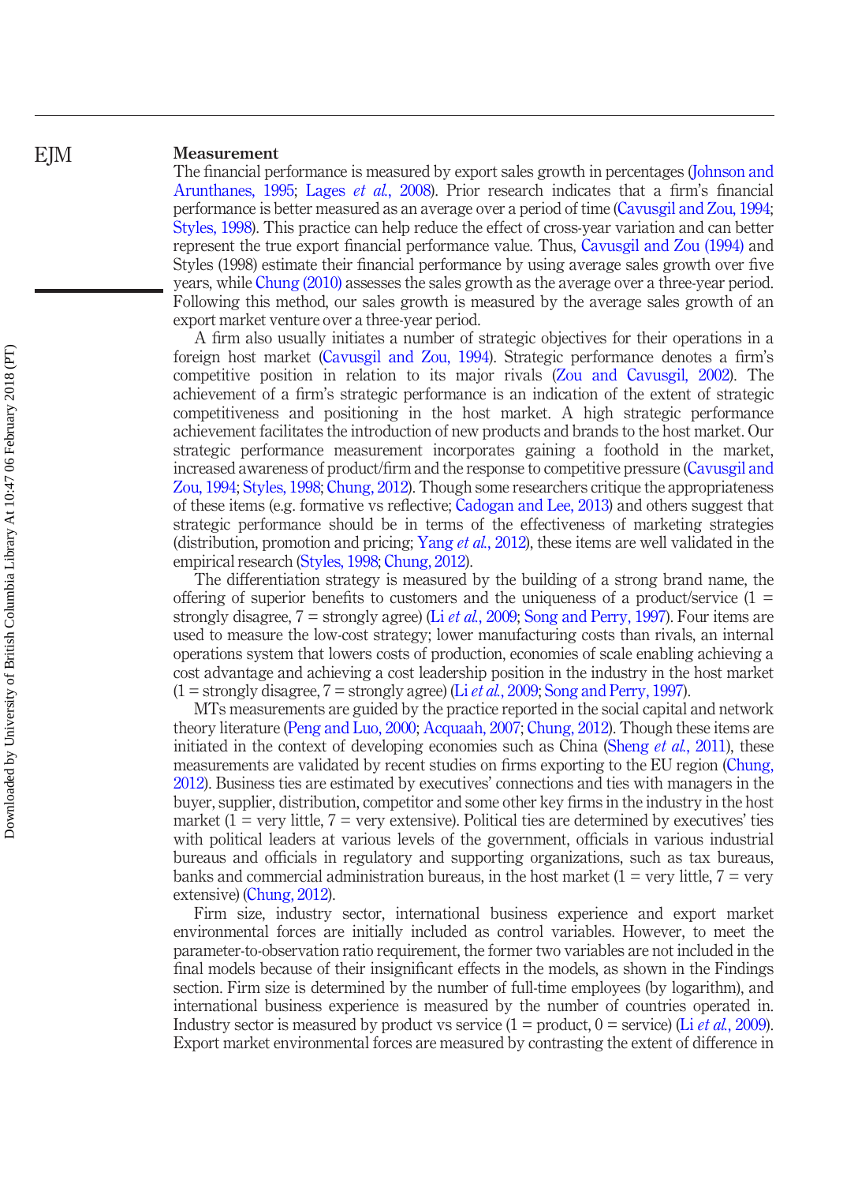## Measurement

The financial performance is measured by export sales growth in percentages (Johnson and Arunthanes, 1995; Lages *et al.*, 2008). Prior research indicates that a firm's financial performance is better measured as an average over a period of time (Cavusgil and Zou, 1994; Styles, 1998). This practice can help reduce the effect of cross-year variation and can better represent the true export financial performance value. Thus, Cavusgil and Zou (1994) and Styles (1998) estimate their financial performance by using average sales growth over five years, while Chung (2010) assesses the sales growth as the average over a three-year period. Following this method, our sales growth is measured by the average sales growth of an export market venture over a three-year period.

A firm also usually initiates a number of strategic objectives for their operations in a foreign host market (Cavusgil and Zou, 1994). Strategic performance denotes a firm's competitive position in relation to its major rivals (Zou and Cavusgil, 2002). The achievement of a firm's strategic performance is an indication of the extent of strategic competitiveness and positioning in the host market. A high strategic performance achievement facilitates the introduction of new products and brands to the host market. Our strategic performance measurement incorporates gaining a foothold in the market, increased awareness of product/firm and the response to competitive pressure (Cavusgil and Zou, 1994; Styles, 1998; Chung, 2012). Though some researchers critique the appropriateness of these items (e.g. formative vs reflective; Cadogan and Lee, 2013) and others suggest that strategic performance should be in terms of the effectiveness of marketing strategies (distribution, promotion and pricing; Yang *et al.*, 2012), these items are well validated in the empirical research (Styles, 1998; Chung, 2012).

The differentiation strategy is measured by the building of a strong brand name, the offering of superior benefits to customers and the uniqueness of a product/service (1 = strongly disagree, 7 = strongly agree) (Li *et al.*, 2009; Song and Perry, 1997). Four items are used to measure the low-cost strategy; lower manufacturing costs than rivals, an internal operations system that lowers costs of production, economies of scale enabling achieving a cost advantage and achieving a cost leadership position in the industry in the host market (1 = strongly disagree, 7 = strongly agree) (Li *et al.*, 2009; Song and Perry, 1997).

MTs measurements are guided by the practice reported in the social capital and network theory literature (Peng and Luo, 2000; Acquaah, 2007; Chung, 2012). Though these items are initiated in the context of developing economies such as China (Sheng *et al.*, 2011), these measurements are validated by recent studies on firms exporting to the EU region (Chung, 2012). Business ties are estimated by executives' connections and ties with managers in the buyer, supplier, distribution, competitor and some other key firms in the industry in the host market (1 = very little, 7 = very extensive). Political ties are determined by executives' ties with political leaders at various levels of the government, officials in various industrial bureaus and officials in regulatory and supporting organizations, such as tax bureaus, banks and commercial administration bureaus, in the host market (1 = very little, 7 = very extensive) (Chung, 2012).

Firm size, industry sector, international business experience and export market environmental forces are initially included as control variables. However, to meet the parameter-to-observation ratio requirement, the former two variables are not included in the final models because of their insignificant effects in the models, as shown in the Findings section. Firm size is determined by the number of full-time employees (by logarithm), and international business experience is measured by the number of countries operated in. Industry sector is measured by product vs service (1 = product, 0 = service) (Li *et al.*, 2009). Export market environmental forces are measured by contrasting the extent of difference in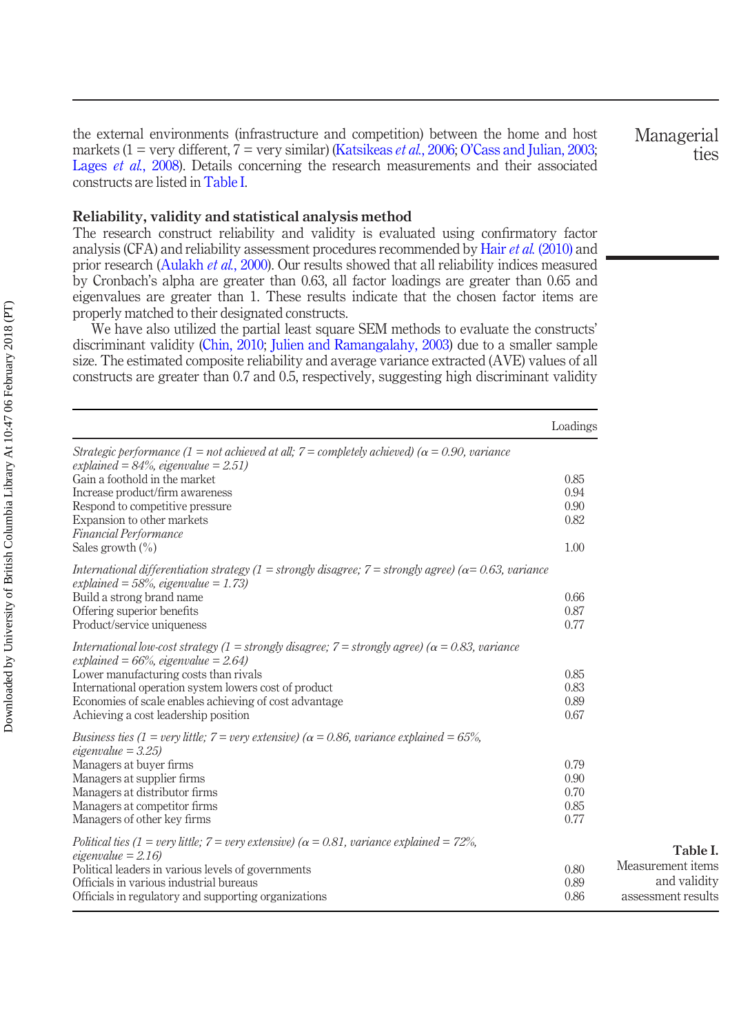the external environments (infrastructure and competition) between the home and host markets (1 = very different, 7 = very similar) (Katsikeas *et al.*, 2006; O'Cass and Julian, 2003; Lages *et al.*, 2008). Details concerning the research measurements and their associated constructs are listed in Table I.

### Reliability, validity and statistical analysis method

The research construct reliability and validity is evaluated using confirmatory factor analysis (CFA) and reliability assessment procedures recommended by Hair *et al.* (2010) and prior research (Aulakh *et al.*, 2000). Our results showed that all reliability indices measured by Cronbach's alpha are greater than 0.63, all factor loadings are greater than 0.65 and eigenvalues are greater than 1. These results indicate that the chosen factor items are properly matched to their designated constructs.

We have also utilized the partial least square SEM methods to evaluate the constructs' discriminant validity (Chin, 2010; Julien and Ramangalahy, 2003) due to a smaller sample size. The estimated composite reliability and average variance extracted (AVE) values of all constructs are greater than 0.7 and 0.5, respectively, suggesting high discriminant validity

| | Loadings |
|---|---|
| *Strategic performance (1 = not achieved at all; 7 = completely achieved) (α = 0.90, variance explained = 84%, eigenvalue = 2.51)* | |
| Gain a foothold in the market | 0.85 |
| Increase product/firm awareness | 0.94 |
| Respond to competitive pressure | 0.90 |
| Expansion to other markets | 0.82 |
| *Financial Performance* | |
| Sales growth (%) | 1.00 |
| *International differentiation strategy (1 = strongly disagree; 7 = strongly agree) (α= 0.63, variance explained = 58%, eigenvalue = 1.73)* | |
| Build a strong brand name | 0.66 |
| Offering superior benefits | 0.87 |
| Product/service uniqueness | 0.77 |
| *International low-cost strategy (1 = strongly disagree; 7 = strongly agree) (α = 0.83, variance explained = 66%, eigenvalue = 2.64)* | |
| Lower manufacturing costs than rivals | 0.85 |
| International operation system lowers cost of product | 0.83 |
| Economies of scale enables achieving of cost advantage | 0.89 |
| Achieving a cost leadership position | 0.67 |
| *Business ties (1 = very little; 7 = very extensive) (α = 0.86, variance explained = 65%, eigenvalue = 3.25)* | |
| Managers at buyer firms | 0.79 |
| Managers at supplier firms | 0.90 |
| Managers at distributor firms | 0.70 |
| Managers at competitor firms | 0.85 |
| Managers of other key firms | 0.77 |
| *Political ties (1 = very little; 7 = very extensive) (α = 0.81, variance explained = 72%, eigenvalue = 2.16)* | |
| Political leaders in various levels of governments | 0.80 |
| Officials in various industrial bureaus | 0.89 |
| Officials in regulatory and supporting organizations | 0.86 |

**Table I.** Measurement items and validity assessment results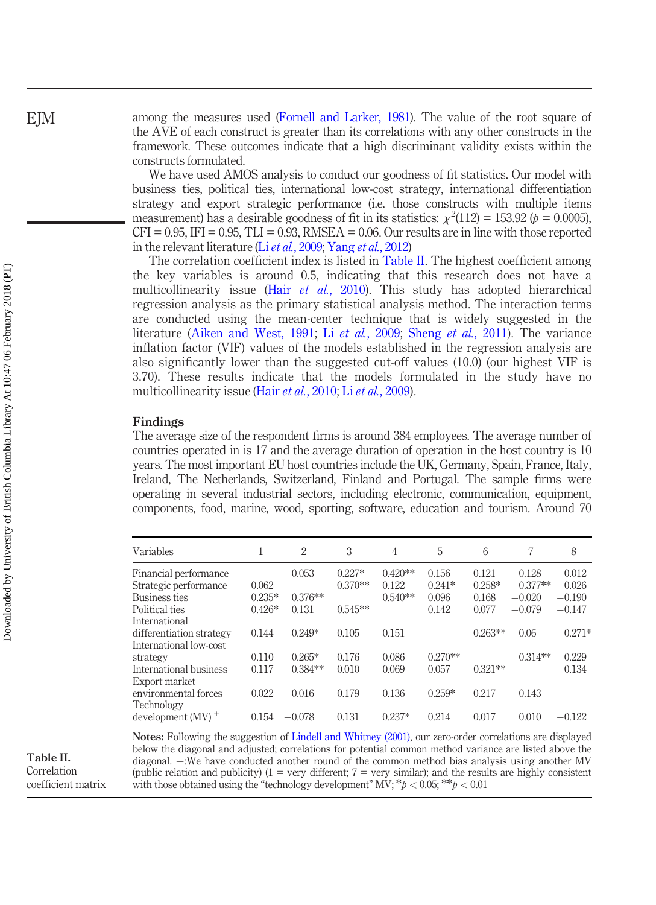among the measures used (Fornell and Larker, 1981). The value of the root square of the AVE of each construct is greater than its correlations with any other constructs in the framework. These outcomes indicate that a high discriminant validity exists within the constructs formulated.

We have used AMOS analysis to conduct our goodness of fit statistics. Our model with business ties, political ties, international low-cost strategy, international differentiation strategy and export strategic performance (i.e. those constructs with multiple items measurement) has a desirable goodness of fit in its statistics: $\chi^2(112) = 153.92$ ($p = 0.0005$), CFI = 0.95, IFI = 0.95, TLI = 0.93, RMSEA = 0.06. Our results are in line with those reported in the relevant literature (Li *et al.*, 2009; Yang *et al.*, 2012)

The correlation coefficient index is listed in Table II. The highest coefficient among the key variables is around 0.5, indicating that this research does not have a multicollinearity issue (Hair *et al.*, 2010). This study has adopted hierarchical regression analysis as the primary statistical analysis method. The interaction terms are conducted using the mean-center technique that is widely suggested in the literature (Aiken and West, 1991; Li *et al.*, 2009; Sheng *et al.*, 2011). The variance inflation factor (VIF) values of the models established in the regression analysis are also significantly lower than the suggested cut-off values (10.0) (our highest VIF is 3.70). These results indicate that the models formulated in the study have no multicollinearity issue (Hair *et al.*, 2010; Li *et al.*, 2009).

## Findings

The average size of the respondent firms is around 384 employees. The average number of countries operated in is 17 and the average duration of operation in the host country is 10 years. The most important EU host countries include the UK, Germany, Spain, France, Italy, Ireland, The Netherlands, Switzerland, Finland and Portugal. The sample firms were operating in several industrial sectors, including electronic, communication, equipment, components, food, marine, wood, sporting, software, education and tourism. Around 70

| Variables | 1 | 2 | 3 | 4 | 5 | 6 | 7 | 8 |
|---|---|---|---|---|---|---|---|---|
| Financial performance | | 0.053 | 0.227* | 0.420** | −0.156 | −0.121 | −0.128 | 0.012 |
| Strategic performance | 0.062 | | 0.370** | 0.122 | 0.241* | 0.258* | 0.377** | −0.026 |
| Business ties | 0.235* | 0.376** | | 0.540** | 0.096 | 0.168 | −0.020 | −0.190 |
| Political ties | 0.426* | 0.131 | 0.545** | | 0.142 | 0.077 | −0.079 | −0.147 |
| International differentiation strategy | −0.144 | 0.249* | 0.105 | 0.151 | | 0.263** | −0.06 | −0.271* |
| International low-cost strategy | −0.110 | 0.265* | 0.176 | 0.086 | 0.270** | | 0.314** | −0.229 |
| International business | −0.117 | 0.384** | −0.010 | −0.069 | −0.057 | 0.321** | | 0.134 |
| Export market environmental forces | 0.022 | −0.016 | −0.179 | −0.136 | −0.259* | −0.217 | 0.143 | |
| Technology development (MV) + | 0.154 | −0.078 | 0.131 | 0.237* | 0.214 | 0.017 | 0.010 | −0.122 |

**Notes:** Following the suggestion of Lindell and Whitney (2001), our zero-order correlations are displayed below the diagonal and adjusted; correlations for potential common method variance are listed above the diagonal. +:We have conducted another round of the common method bias analysis using another MV (public relation and publicity) (1 = very different; 7 = very similar); and the results are highly consistent with those obtained using the "technology development" MV; $^{*}p < 0.05$; $^{**}p < 0.01$

**Table II.** Correlation coefficient matrix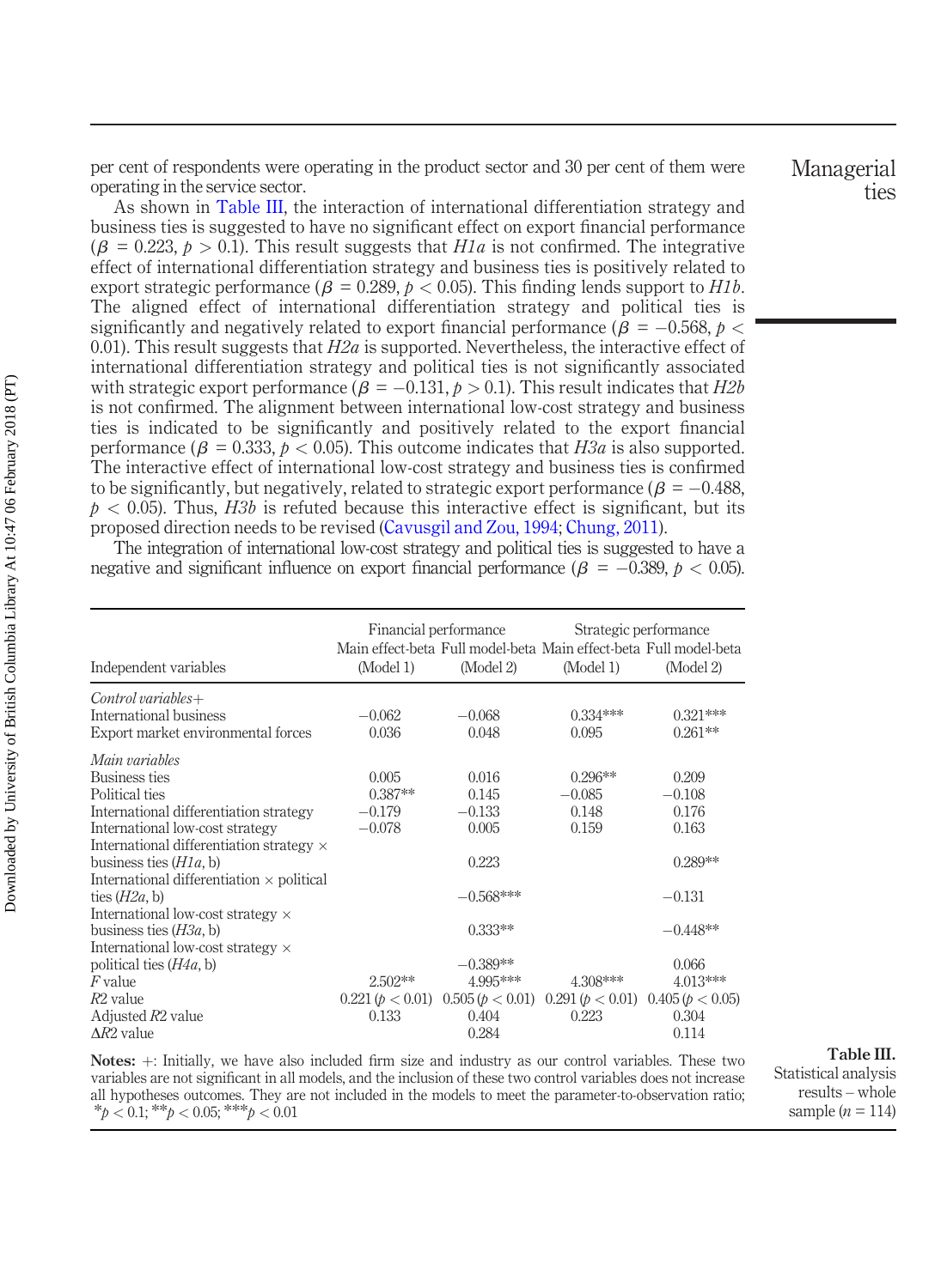per cent of respondents were operating in the product sector and 30 per cent of them were operating in the service sector.

As shown in Table III, the interaction of international differentiation strategy and business ties is suggested to have no significant effect on export financial performance ($\beta = 0.223$, $p > 0.1$). This result suggests that *H1a* is not confirmed. The integrative effect of international differentiation strategy and business ties is positively related to export strategic performance ($\beta = 0.289$, $p < 0.05$). This finding lends support to *H1b*. The aligned effect of international differentiation strategy and political ties is significantly and negatively related to export financial performance ($\beta = -0.568$, $p < 0.01$). This result suggests that *H2a* is supported. Nevertheless, the interactive effect of international differentiation strategy and political ties is not significantly associated with strategic export performance ($\beta = -0.131$, $p > 0.1$). This result indicates that *H2b* is not confirmed. The alignment between international low-cost strategy and business ties is indicated to be significantly and positively related to the export financial performance ($\beta = 0.333$, $p < 0.05$). This outcome indicates that *H3a* is also supported. The interactive effect of international low-cost strategy and business ties is confirmed to be significantly, but negatively, related to strategic export performance ($\beta = -0.488$, $p < 0.05$). Thus, *H3b* is refuted because this interactive effect is significant, but its proposed direction needs to be revised (Cavusgil and Zou, 1994; Chung, 2011).

The integration of international low-cost strategy and political ties is suggested to have a negative and significant influence on export financial performance ($\beta = -0.389$, $p < 0.05$).

| Independent variables | Financial performance Main effect-beta (Model 1) | Financial performance Full model-beta (Model 2) | Strategic performance Main effect-beta (Model 1) | Strategic performance Full model-beta (Model 2) |
|---|---|---|---|---|
| *Control variables+* | | | | |
| International business | −0.062 | −0.068 | 0.334*** | 0.321*** |
| Export market environmental forces | 0.036 | 0.048 | 0.095 | 0.261** |
| *Main variables* | | | | |
| Business ties | 0.005 | 0.016 | 0.296** | 0.209 |
| Political ties | 0.387** | 0.145 | −0.085 | −0.108 |
| International differentiation strategy | −0.179 | −0.133 | 0.148 | 0.176 |
| International low-cost strategy | −0.078 | 0.005 | 0.159 | 0.163 |
| International differentiation strategy × business ties (*H1a*, b) | | 0.223 | | 0.289** |
| International differentiation × political ties (*H2a*, b) | | −0.568*** | | −0.131 |
| International low-cost strategy × business ties (*H3a*, b) | | 0.333** | | −0.448** |
| International low-cost strategy × political ties (*H4a*, b) | | −0.389** | | 0.066 |
| *F* value | 2.502** | 4.995*** | 4.308*** | 4.013*** |
| *R*2 value | 0.221 ($p < 0.01$) | 0.505 ($p < 0.01$) | 0.291 ($p < 0.01$) | 0.405 ($p < 0.05$) |
| Adjusted *R*2 value | 0.133 | 0.404 | 0.223 | 0.304 |
| Δ*R*2 value | | 0.284 | | 0.114 |

**Notes:** +: Initially, we have also included firm size and industry as our control variables. These two variables are not significant in all models, and the inclusion of these two control variables does not increase all hypotheses outcomes. They are not included in the models to meet the parameter-to-observation ratio; $^{*}p < 0.1$; $^{**}p < 0.05$; $^{***}p < 0.01$

**Table III.** Statistical analysis results – whole sample ($n = 114$)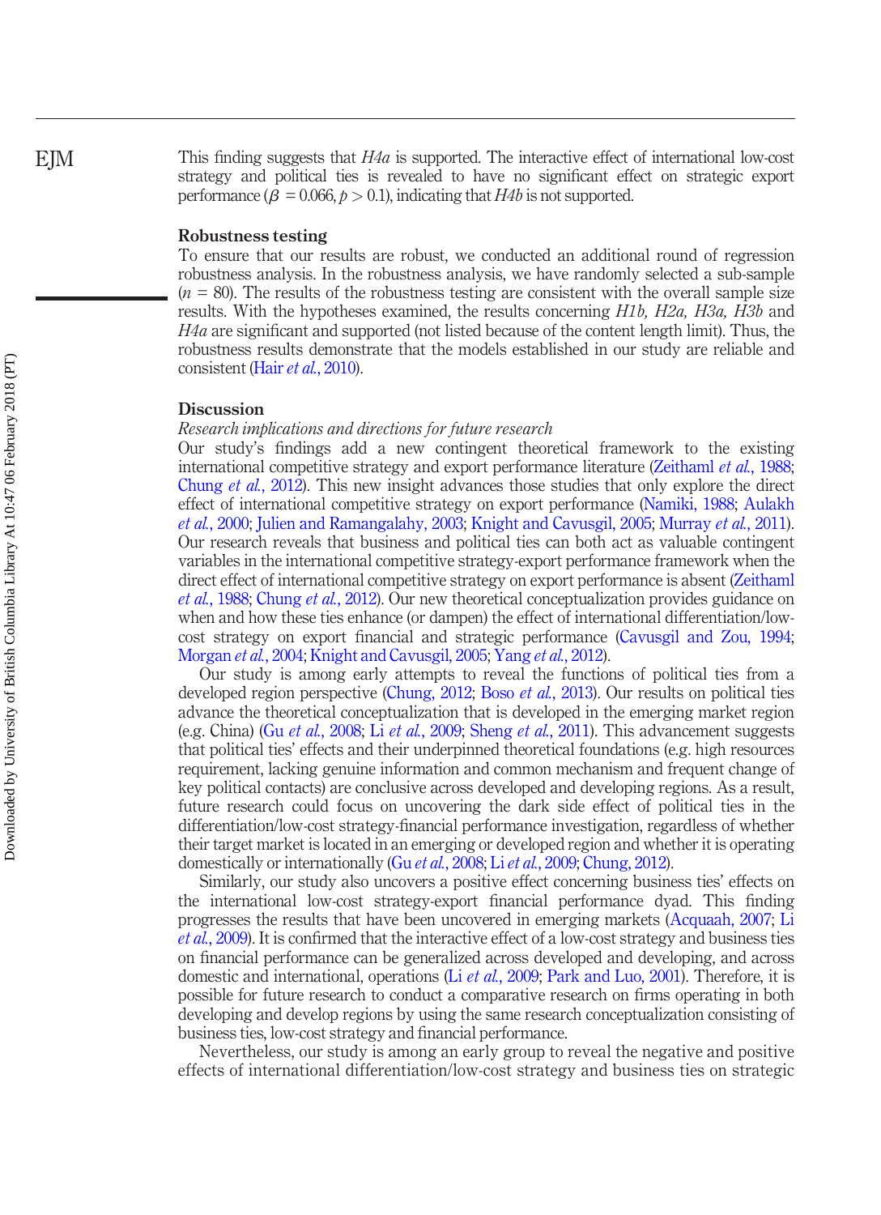This finding suggests that *H4a* is supported. The interactive effect of international low-cost strategy and political ties is revealed to have no significant effect on strategic export performance ($\beta = 0.066, p > 0.1$), indicating that *H4b* is not supported.

## Robustness testing

To ensure that our results are robust, we conducted an additional round of regression robustness analysis. In the robustness analysis, we have randomly selected a sub-sample ($n = 80$). The results of the robustness testing are consistent with the overall sample size results. With the hypotheses examined, the results concerning *H1b, H2a, H3a, H3b* and *H4a* are significant and supported (not listed because of the content length limit). Thus, the robustness results demonstrate that the models established in our study are reliable and consistent (Hair *et al.*, 2010).

## Discussion

### *Research implications and directions for future research*

Our study's findings add a new contingent theoretical framework to the existing international competitive strategy and export performance literature (Zeithaml *et al.*, 1988; Chung *et al.*, 2012). This new insight advances those studies that only explore the direct effect of international competitive strategy on export performance (Namiki, 1988; Aulakh *et al.*, 2000; Julien and Ramangalahy, 2003; Knight and Cavusgil, 2005; Murray *et al.*, 2011). Our research reveals that business and political ties can both act as valuable contingent variables in the international competitive strategy-export performance framework when the direct effect of international competitive strategy on export performance is absent (Zeithaml *et al.*, 1988; Chung *et al.*, 2012). Our new theoretical conceptualization provides guidance on when and how these ties enhance (or dampen) the effect of international differentiation/low-cost strategy on export financial and strategic performance (Cavusgil and Zou, 1994; Morgan *et al.*, 2004; Knight and Cavusgil, 2005; Yang *et al.*, 2012).

Our study is among early attempts to reveal the functions of political ties from a developed region perspective (Chung, 2012; Boso *et al.*, 2013). Our results on political ties advance the theoretical conceptualization that is developed in the emerging market region (e.g. China) (Gu *et al.*, 2008; Li *et al.*, 2009; Sheng *et al.*, 2011). This advancement suggests that political ties' effects and their underpinned theoretical foundations (e.g. high resources requirement, lacking genuine information and common mechanism and frequent change of key political contacts) are conclusive across developed and developing regions. As a result, future research could focus on uncovering the dark side effect of political ties in the differentiation/low-cost strategy-financial performance investigation, regardless of whether their target market is located in an emerging or developed region and whether it is operating domestically or internationally (Gu *et al.*, 2008; Li *et al.*, 2009; Chung, 2012).

Similarly, our study also uncovers a positive effect concerning business ties' effects on the international low-cost strategy-export financial performance dyad. This finding progresses the results that have been uncovered in emerging markets (Acquaah, 2007; Li *et al.*, 2009). It is confirmed that the interactive effect of a low-cost strategy and business ties on financial performance can be generalized across developed and developing, and across domestic and international, operations (Li *et al.*, 2009; Park and Luo, 2001). Therefore, it is possible for future research to conduct a comparative research on firms operating in both developing and develop regions by using the same research conceptualization consisting of business ties, low-cost strategy and financial performance.

Nevertheless, our study is among an early group to reveal the negative and positive effects of international differentiation/low-cost strategy and business ties on strategic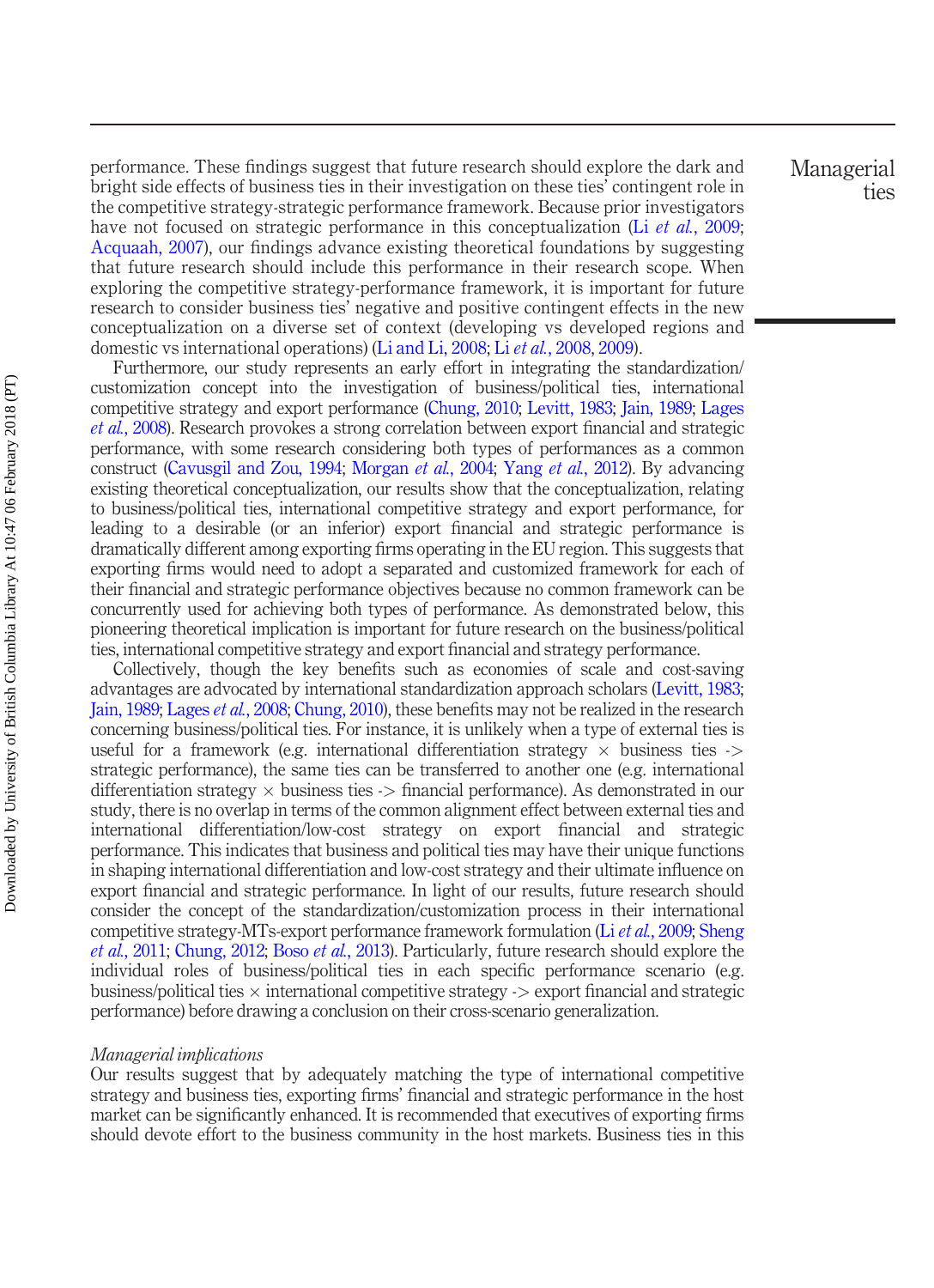performance. These findings suggest that future research should explore the dark and bright side effects of business ties in their investigation on these ties' contingent role in the competitive strategy-strategic performance framework. Because prior investigators have not focused on strategic performance in this conceptualization (Li *et al.*, 2009; Acquaah, 2007), our findings advance existing theoretical foundations by suggesting that future research should include this performance in their research scope. When exploring the competitive strategy-performance framework, it is important for future research to consider business ties' negative and positive contingent effects in the new conceptualization on a diverse set of context (developing vs developed regions and domestic vs international operations) (Li and Li, 2008; Li *et al.*, 2008, 2009).

Furthermore, our study represents an early effort in integrating the standardization/customization concept into the investigation of business/political ties, international competitive strategy and export performance (Chung, 2010; Levitt, 1983; Jain, 1989; Lages *et al.*, 2008). Research provokes a strong correlation between export financial and strategic performance, with some research considering both types of performances as a common construct (Cavusgil and Zou, 1994; Morgan *et al.*, 2004; Yang *et al.*, 2012). By advancing existing theoretical conceptualization, our results show that the conceptualization, relating to business/political ties, international competitive strategy and export performance, for leading to a desirable (or an inferior) export financial and strategic performance is dramatically different among exporting firms operating in the EU region. This suggests that exporting firms would need to adopt a separated and customized framework for each of their financial and strategic performance objectives because no common framework can be concurrently used for achieving both types of performance. As demonstrated below, this pioneering theoretical implication is important for future research on the business/political ties, international competitive strategy and export financial and strategy performance.

Collectively, though the key benefits such as economies of scale and cost-saving advantages are advocated by international standardization approach scholars (Levitt, 1983; Jain, 1989; Lages *et al.*, 2008; Chung, 2010), these benefits may not be realized in the research concerning business/political ties. For instance, it is unlikely when a type of external ties is useful for a framework (e.g. international differentiation strategy × business ties -> strategic performance), the same ties can be transferred to another one (e.g. international differentiation strategy × business ties -> financial performance). As demonstrated in our study, there is no overlap in terms of the common alignment effect between external ties and international differentiation/low-cost strategy on export financial and strategic performance. This indicates that business and political ties may have their unique functions in shaping international differentiation and low-cost strategy and their ultimate influence on export financial and strategic performance. In light of our results, future research should consider the concept of the standardization/customization process in their international competitive strategy-MTs-export performance framework formulation (Li *et al.*, 2009; Sheng *et al.*, 2011; Chung, 2012; Boso *et al.*, 2013). Particularly, future research should explore the individual roles of business/political ties in each specific performance scenario (e.g. business/political ties × international competitive strategy -> export financial and strategic performance) before drawing a conclusion on their cross-scenario generalization.

*Managerial implications*

Our results suggest that by adequately matching the type of international competitive strategy and business ties, exporting firms' financial and strategic performance in the host market can be significantly enhanced. It is recommended that executives of exporting firms should devote effort to the business community in the host markets. Business ties in this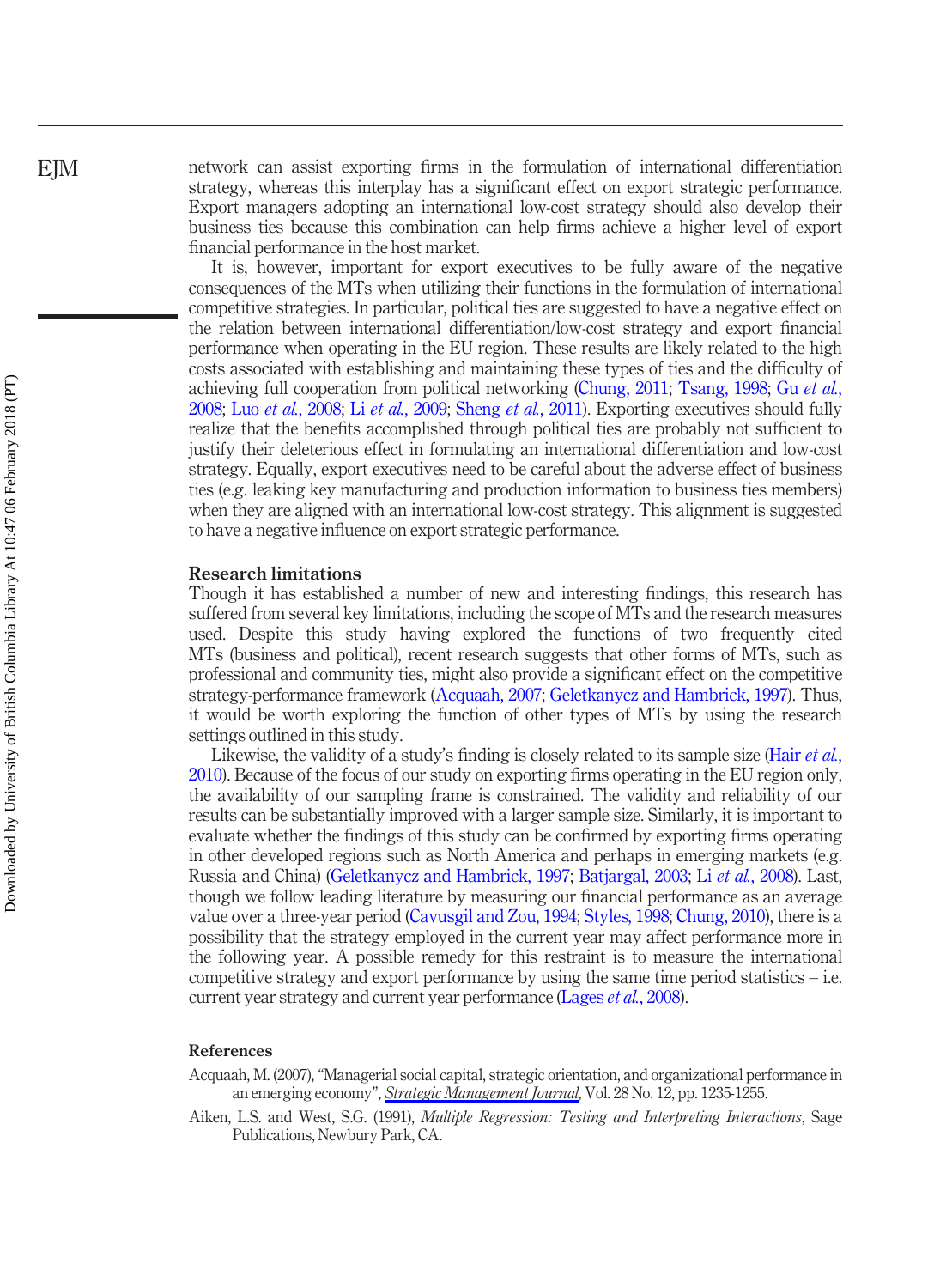network can assist exporting firms in the formulation of international differentiation strategy, whereas this interplay has a significant effect on export strategic performance. Export managers adopting an international low-cost strategy should also develop their business ties because this combination can help firms achieve a higher level of export financial performance in the host market.

It is, however, important for export executives to be fully aware of the negative consequences of the MTs when utilizing their functions in the formulation of international competitive strategies. In particular, political ties are suggested to have a negative effect on the relation between international differentiation/low-cost strategy and export financial performance when operating in the EU region. These results are likely related to the high costs associated with establishing and maintaining these types of ties and the difficulty of achieving full cooperation from political networking (Chung, 2011; Tsang, 1998; Gu *et al.*, 2008; Luo *et al.*, 2008; Li *et al.*, 2009; Sheng *et al.*, 2011). Exporting executives should fully realize that the benefits accomplished through political ties are probably not sufficient to justify their deleterious effect in formulating an international differentiation and low-cost strategy. Equally, export executives need to be careful about the adverse effect of business ties (e.g. leaking key manufacturing and production information to business ties members) when they are aligned with an international low-cost strategy. This alignment is suggested to have a negative influence on export strategic performance.

## Research limitations

Though it has established a number of new and interesting findings, this research has suffered from several key limitations, including the scope of MTs and the research measures used. Despite this study having explored the functions of two frequently cited MTs (business and political), recent research suggests that other forms of MTs, such as professional and community ties, might also provide a significant effect on the competitive strategy-performance framework (Acquaah, 2007; Geletkanycz and Hambrick, 1997). Thus, it would be worth exploring the function of other types of MTs by using the research settings outlined in this study.

Likewise, the validity of a study's finding is closely related to its sample size (Hair *et al.*, 2010). Because of the focus of our study on exporting firms operating in the EU region only, the availability of our sampling frame is constrained. The validity and reliability of our results can be substantially improved with a larger sample size. Similarly, it is important to evaluate whether the findings of this study can be confirmed by exporting firms operating in other developed regions such as North America and perhaps in emerging markets (e.g. Russia and China) (Geletkanycz and Hambrick, 1997; Batjargal, 2003; Li *et al.*, 2008). Last, though we follow leading literature by measuring our financial performance as an average value over a three-year period (Cavusgil and Zou, 1994; Styles, 1998; Chung, 2010), there is a possibility that the strategy employed in the current year may affect performance more in the following year. A possible remedy for this restraint is to measure the international competitive strategy and export performance by using the same time period statistics – i.e. current year strategy and current year performance (Lages *et al.*, 2008).

## References

Acquaah, M. (2007), "Managerial social capital, strategic orientation, and organizational performance in an emerging economy", *Strategic Management Journal*, Vol. 28 No. 12, pp. 1235-1255.

Aiken, L.S. and West, S.G. (1991), *Multiple Regression: Testing and Interpreting Interactions*, Sage Publications, Newbury Park, CA.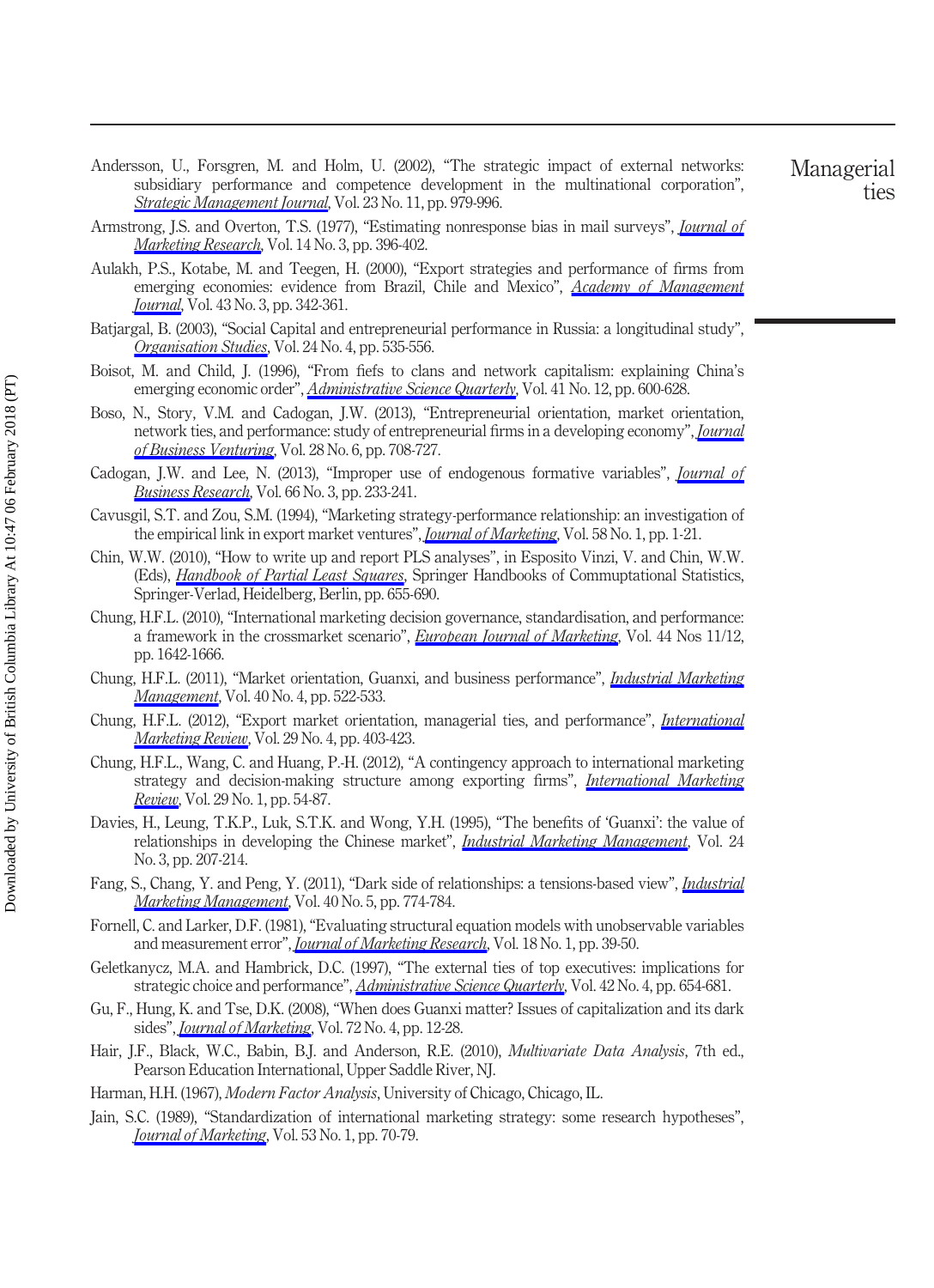Andersson, U., Forsgren, M. and Holm, U. (2002), "The strategic impact of external networks: subsidiary performance and competence development in the multinational corporation", *Strategic Management Journal*, Vol. 23 No. 11, pp. 979-996.

Armstrong, J.S. and Overton, T.S. (1977), "Estimating nonresponse bias in mail surveys", *Journal of Marketing Research*, Vol. 14 No. 3, pp. 396-402.

Aulakh, P.S., Kotabe, M. and Teegen, H. (2000), "Export strategies and performance of firms from emerging economies: evidence from Brazil, Chile and Mexico", *Academy of Management Journal*, Vol. 43 No. 3, pp. 342-361.

Batjargal, B. (2003), "Social Capital and entrepreneurial performance in Russia: a longitudinal study", *Organisation Studies*, Vol. 24 No. 4, pp. 535-556.

Boisot, M. and Child, J. (1996), "From fiefs to clans and network capitalism: explaining China's emerging economic order", *Administrative Science Quarterly*, Vol. 41 No. 12, pp. 600-628.

Boso, N., Story, V.M. and Cadogan, J.W. (2013), "Entrepreneurial orientation, market orientation, network ties, and performance: study of entrepreneurial firms in a developing economy", *Journal of Business Venturing*, Vol. 28 No. 6, pp. 708-727.

Cadogan, J.W. and Lee, N. (2013), "Improper use of endogenous formative variables", *Journal of Business Research*, Vol. 66 No. 3, pp. 233-241.

Cavusgil, S.T. and Zou, S.M. (1994), "Marketing strategy-performance relationship: an investigation of the empirical link in export market ventures", *Journal of Marketing*, Vol. 58 No. 1, pp. 1-21.

Chin, W.W. (2010), "How to write up and report PLS analyses", in Esposito Vinzi, V. and Chin, W.W. (Eds), *Handbook of Partial Least Squares*, Springer Handbooks of Commuptational Statistics, Springer-Verlad, Heidelberg, Berlin, pp. 655-690.

Chung, H.F.L. (2010), "International marketing decision governance, standardisation, and performance: a framework in the crossmarket scenario", *European Journal of Marketing*, Vol. 44 Nos 11/12, pp. 1642-1666.

Chung, H.F.L. (2011), "Market orientation, Guanxi, and business performance", *Industrial Marketing Management*, Vol. 40 No. 4, pp. 522-533.

Chung, H.F.L. (2012), "Export market orientation, managerial ties, and performance", *International Marketing Review*, Vol. 29 No. 4, pp. 403-423.

Chung, H.F.L., Wang, C. and Huang, P.-H. (2012), "A contingency approach to international marketing strategy and decision-making structure among exporting firms", *International Marketing Review*, Vol. 29 No. 1, pp. 54-87.

Davies, H., Leung, T.K.P., Luk, S.T.K. and Wong, Y.H. (1995), "The benefits of 'Guanxi': the value of relationships in developing the Chinese market", *Industrial Marketing Management*, Vol. 24 No. 3, pp. 207-214.

Fang, S., Chang, Y. and Peng, Y. (2011), "Dark side of relationships: a tensions-based view", *Industrial Marketing Management*, Vol. 40 No. 5, pp. 774-784.

Fornell, C. and Larker, D.F. (1981), "Evaluating structural equation models with unobservable variables and measurement error", *Journal of Marketing Research*, Vol. 18 No. 1, pp. 39-50.

Geletkanycz, M.A. and Hambrick, D.C. (1997), "The external ties of top executives: implications for strategic choice and performance", *Administrative Science Quarterly*, Vol. 42 No. 4, pp. 654-681.

Gu, F., Hung, K. and Tse, D.K. (2008), "When does Guanxi matter? Issues of capitalization and its dark sides", *Journal of Marketing*, Vol. 72 No. 4, pp. 12-28.

Hair, J.F., Black, W.C., Babin, B.J. and Anderson, R.E. (2010), *Multivariate Data Analysis*, 7th ed., Pearson Education International, Upper Saddle River, NJ.

Harman, H.H. (1967), *Modern Factor Analysis*, University of Chicago, Chicago, IL.

Jain, S.C. (1989), "Standardization of international marketing strategy: some research hypotheses", *Journal of Marketing*, Vol. 53 No. 1, pp. 70-79.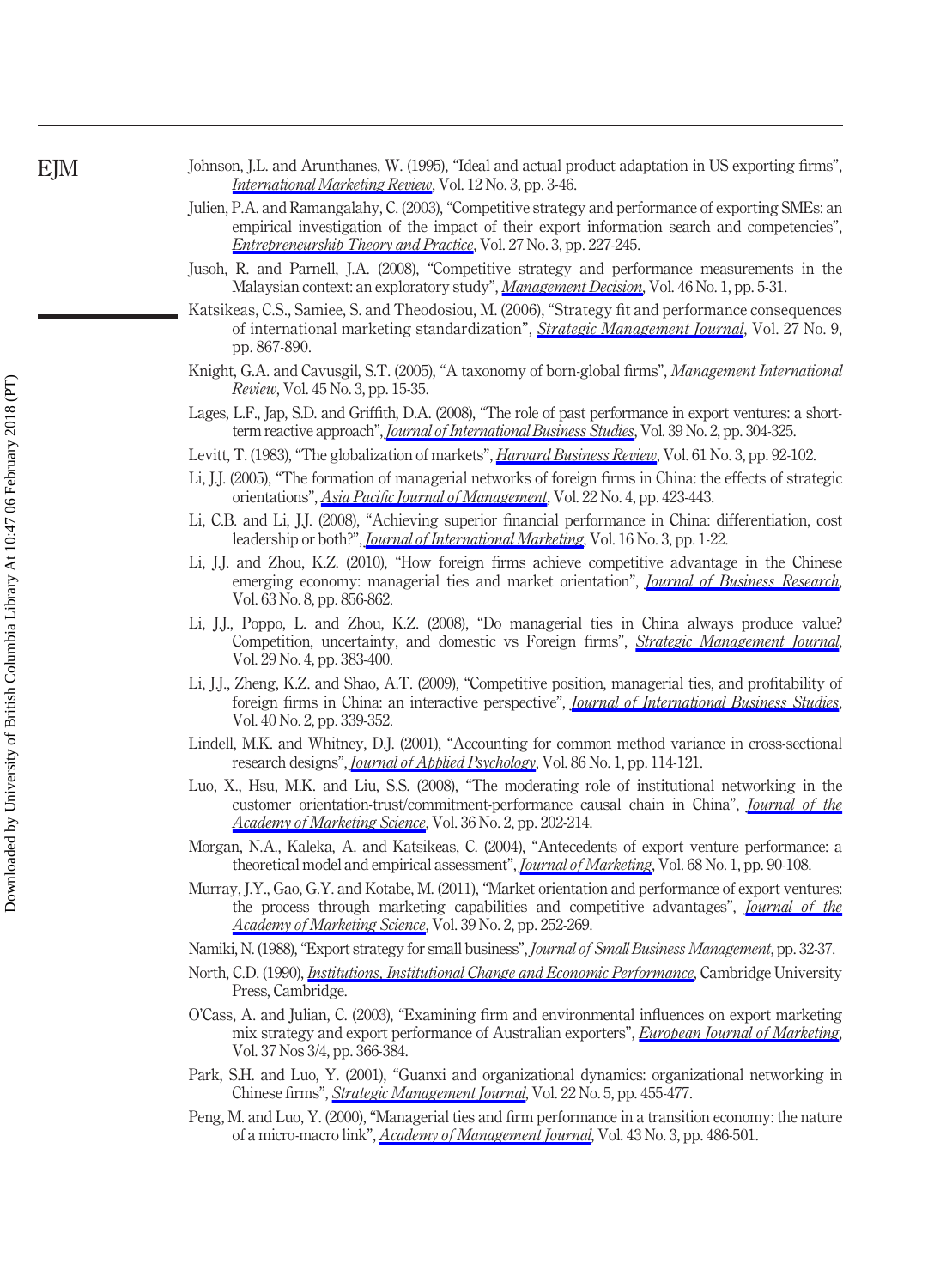Johnson, J.L. and Arunthanes, W. (1995), "Ideal and actual product adaptation in US exporting firms", *International Marketing Review*, Vol. 12 No. 3, pp. 3-46.

Julien, P.A. and Ramangalahy, C. (2003), "Competitive strategy and performance of exporting SMEs: an empirical investigation of the impact of their export information search and competencies", *Entrepreneurship Theory and Practice*, Vol. 27 No. 3, pp. 227-245.

Jusoh, R. and Parnell, J.A. (2008), "Competitive strategy and performance measurements in the Malaysian context: an exploratory study", *Management Decision*, Vol. 46 No. 1, pp. 5-31.

Katsikeas, C.S., Samiee, S. and Theodosiou, M. (2006), "Strategy fit and performance consequences of international marketing standardization", *Strategic Management Journal*, Vol. 27 No. 9, pp. 867-890.

Knight, G.A. and Cavusgil, S.T. (2005), "A taxonomy of born-global firms", *Management International Review*, Vol. 45 No. 3, pp. 15-35.

Lages, L.F., Jap, S.D. and Griffith, D.A. (2008), "The role of past performance in export ventures: a short-term reactive approach", *Journal of International Business Studies*, Vol. 39 No. 2, pp. 304-325.

Levitt, T. (1983), "The globalization of markets", *Harvard Business Review*, Vol. 61 No. 3, pp. 92-102.

Li, J.J. (2005), "The formation of managerial networks of foreign firms in China: the effects of strategic orientations", *Asia Pacific Journal of Management*, Vol. 22 No. 4, pp. 423-443.

Li, C.B. and Li, J.J. (2008), "Achieving superior financial performance in China: differentiation, cost leadership or both?", *Journal of International Marketing*, Vol. 16 No. 3, pp. 1-22.

Li, J.J. and Zhou, K.Z. (2010), "How foreign firms achieve competitive advantage in the Chinese emerging economy: managerial ties and market orientation", *Journal of Business Research*, Vol. 63 No. 8, pp. 856-862.

Li, J.J., Poppo, L. and Zhou, K.Z. (2008), "Do managerial ties in China always produce value? Competition, uncertainty, and domestic vs Foreign firms", *Strategic Management Journal*, Vol. 29 No. 4, pp. 383-400.

Li, J.J., Zheng, K.Z. and Shao, A.T. (2009), "Competitive position, managerial ties, and profitability of foreign firms in China: an interactive perspective", *Journal of International Business Studies*, Vol. 40 No. 2, pp. 339-352.

Lindell, M.K. and Whitney, D.J. (2001), "Accounting for common method variance in cross-sectional research designs", *Journal of Applied Psychology*, Vol. 86 No. 1, pp. 114-121.

Luo, X., Hsu, M.K. and Liu, S.S. (2008), "The moderating role of institutional networking in the customer orientation-trust/commitment-performance causal chain in China", *Journal of the Academy of Marketing Science*, Vol. 36 No. 2, pp. 202-214.

Morgan, N.A., Kaleka, A. and Katsikeas, C. (2004), "Antecedents of export venture performance: a theoretical model and empirical assessment", *Journal of Marketing*, Vol. 68 No. 1, pp. 90-108.

Murray, J.Y., Gao, G.Y. and Kotabe, M. (2011), "Market orientation and performance of export ventures: the process through marketing capabilities and competitive advantages", *Journal of the Academy of Marketing Science*, Vol. 39 No. 2, pp. 252-269.

Namiki, N. (1988), "Export strategy for small business", *Journal of Small Business Management*, pp. 32-37.

North, C.D. (1990), *Institutions, Institutional Change and Economic Performance*, Cambridge University Press, Cambridge.

O'Cass, A. and Julian, C. (2003), "Examining firm and environmental influences on export marketing mix strategy and export performance of Australian exporters", *European Journal of Marketing*, Vol. 37 Nos 3/4, pp. 366-384.

Park, S.H. and Luo, Y. (2001), "Guanxi and organizational dynamics: organizational networking in Chinese firms", *Strategic Management Journal*, Vol. 22 No. 5, pp. 455-477.

Peng, M. and Luo, Y. (2000), "Managerial ties and firm performance in a transition economy: the nature of a micro-macro link", *Academy of Management Journal*, Vol. 43 No. 3, pp. 486-501.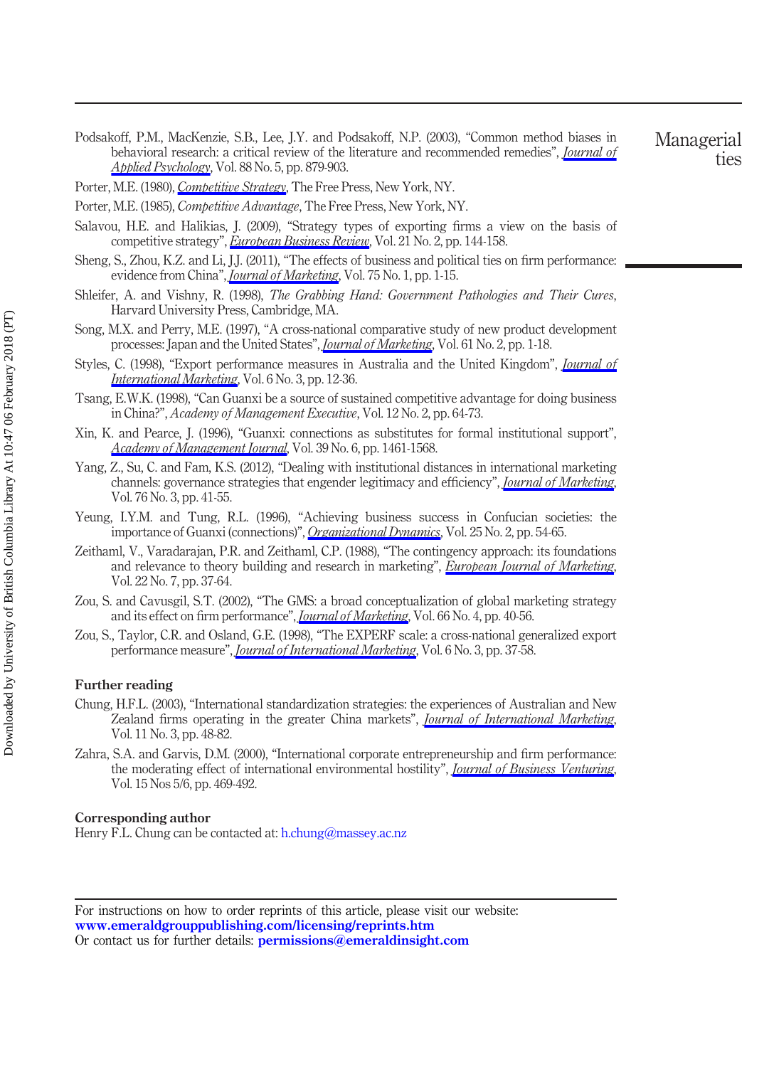Podsakoff, P.M., MacKenzie, S.B., Lee, J.Y. and Podsakoff, N.P. (2003), "Common method biases in behavioral research: a critical review of the literature and recommended remedies", *Journal of Applied Psychology*, Vol. 88 No. 5, pp. 879-903.

Porter, M.E. (1980), *Competitive Strategy*, The Free Press, New York, NY.

Porter, M.E. (1985), *Competitive Advantage*, The Free Press, New York, NY.

Salavou, H.E. and Halikias, J. (2009), "Strategy types of exporting firms a view on the basis of competitive strategy", *European Business Review*, Vol. 21 No. 2, pp. 144-158.

Sheng, S., Zhou, K.Z. and Li, J.J. (2011), "The effects of business and political ties on firm performance: evidence from China", *Journal of Marketing*, Vol. 75 No. 1, pp. 1-15.

Shleifer, A. and Vishny, R. (1998), *The Grabbing Hand: Government Pathologies and Their Cures*, Harvard University Press, Cambridge, MA.

Song, M.X. and Perry, M.E. (1997), "A cross-national comparative study of new product development processes: Japan and the United States", *Journal of Marketing*, Vol. 61 No. 2, pp. 1-18.

Styles, C. (1998), "Export performance measures in Australia and the United Kingdom", *Journal of International Marketing*, Vol. 6 No. 3, pp. 12-36.

Tsang, E.W.K. (1998), "Can Guanxi be a source of sustained competitive advantage for doing business in China?", *Academy of Management Executive*, Vol. 12 No. 2, pp. 64-73.

Xin, K. and Pearce, J. (1996), "Guanxi: connections as substitutes for formal institutional support", *Academy of Management Journal*, Vol. 39 No. 6, pp. 1461-1568.

Yang, Z., Su, C. and Fam, K.S. (2012), "Dealing with institutional distances in international marketing channels: governance strategies that engender legitimacy and efficiency", *Journal of Marketing*, Vol. 76 No. 3, pp. 41-55.

Yeung, I.Y.M. and Tung, R.L. (1996), "Achieving business success in Confucian societies: the importance of Guanxi (connections)", *Organizational Dynamics*, Vol. 25 No. 2, pp. 54-65.

Zeithaml, V., Varadarajan, P.R. and Zeithaml, C.P. (1988), "The contingency approach: its foundations and relevance to theory building and research in marketing", *European Journal of Marketing*, Vol. 22 No. 7, pp. 37-64.

Zou, S. and Cavusgil, S.T. (2002), "The GMS: a broad conceptualization of global marketing strategy and its effect on firm performance", *Journal of Marketing*, Vol. 66 No. 4, pp. 40-56.

Zou, S., Taylor, C.R. and Osland, G.E. (1998), "The EXPERF scale: a cross-national generalized export performance measure", *Journal of International Marketing*, Vol. 6 No. 3, pp. 37-58.

## Further reading

Chung, H.F.L. (2003), "International standardization strategies: the experiences of Australian and New Zealand firms operating in the greater China markets", *Journal of International Marketing*, Vol. 11 No. 3, pp. 48-82.

Zahra, S.A. and Garvis, D.M. (2000), "International corporate entrepreneurship and firm performance: the moderating effect of international environmental hostility", *Journal of Business Venturing*, Vol. 15 Nos 5/6, pp. 469-492.

## Corresponding author

Henry F.L. Chung can be contacted at: h.chung@massey.ac.nz

For instructions on how to order reprints of this article, please visit our website:
**www.emeraldgrouppublishing.com/licensing/reprints.htm**
Or contact us for further details: **permissions@emeraldinsight.com**